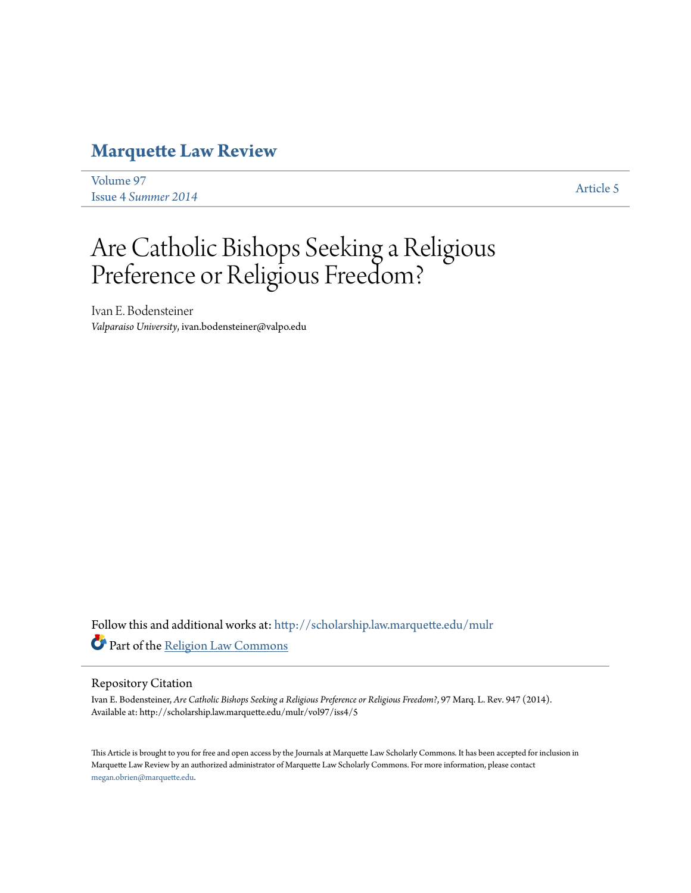# Marquette Law Review

Volume 97
Issue 4 *Summer 2014*

Article 5

# Are Catholic Bishops Seeking a Religious Preference or Religious Freedom?

Ivan E. Bodensteiner
*Valparaiso University*, ivan.bodensteiner@valpo.edu

Follow this and additional works at: http://scholarship.law.marquette.edu/mulr

Part of the Religion Law Commons

## Repository Citation

Ivan E. Bodensteiner, *Are Catholic Bishops Seeking a Religious Preference or Religious Freedom?*, 97 Marq. L. Rev. 947 (2014).
Available at: http://scholarship.law.marquette.edu/mulr/vol97/iss4/5

This Article is brought to you for free and open access by the Journals at Marquette Law Scholarly Commons. It has been accepted for inclusion in Marquette Law Review by an authorized administrator of Marquette Law Scholarly Commons. For more information, please contact megan.obrien@marquette.edu.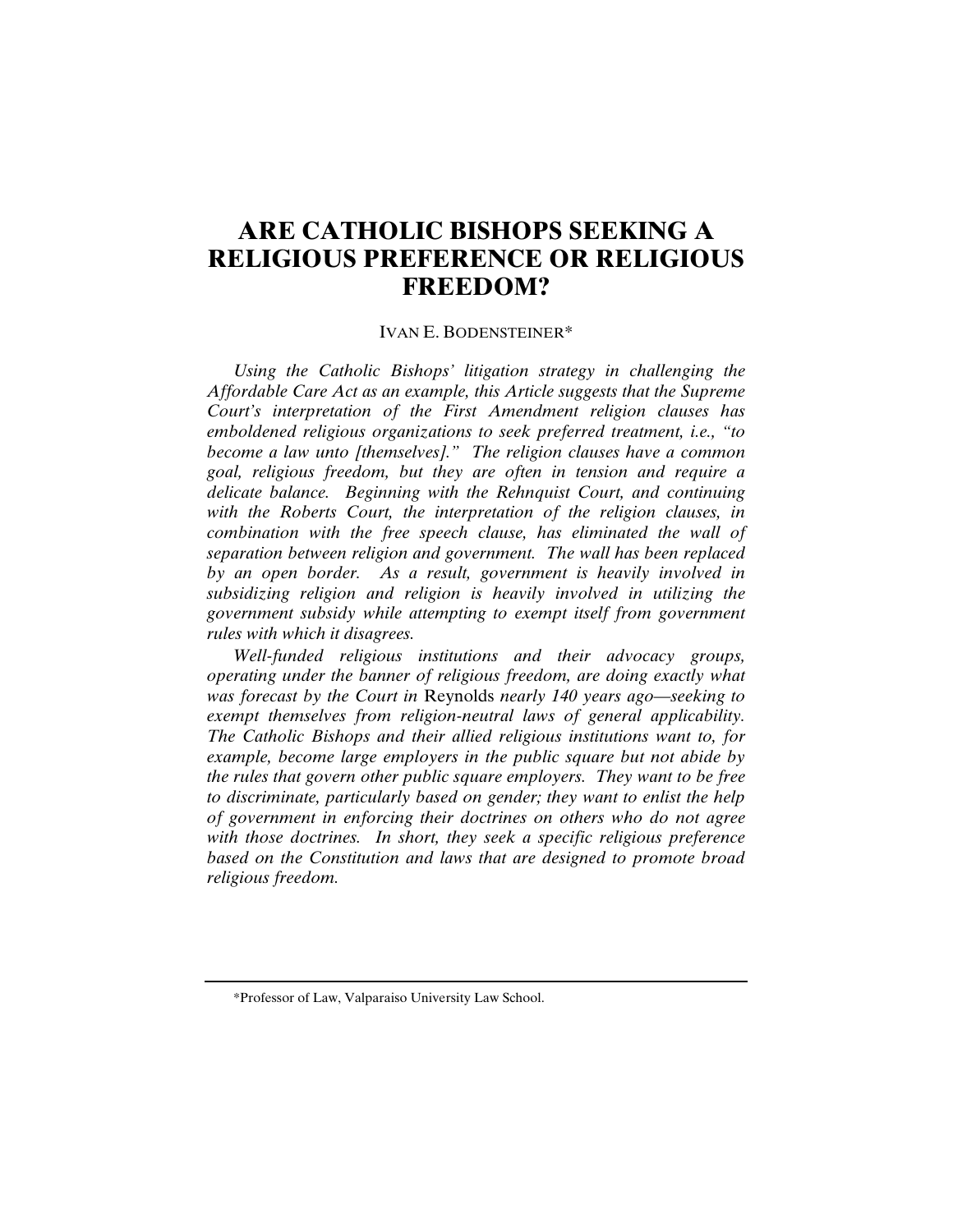# ARE CATHOLIC BISHOPS SEEKING A RELIGIOUS PREFERENCE OR RELIGIOUS FREEDOM?

IVAN E. BODENSTEINER*

*Using the Catholic Bishops' litigation strategy in challenging the Affordable Care Act as an example, this Article suggests that the Supreme Court's interpretation of the First Amendment religion clauses has emboldened religious organizations to seek preferred treatment, i.e., "to become a law unto [themselves]." The religion clauses have a common goal, religious freedom, but they are often in tension and require a delicate balance. Beginning with the Rehnquist Court, and continuing with the Roberts Court, the interpretation of the religion clauses, in combination with the free speech clause, has eliminated the wall of separation between religion and government. The wall has been replaced by an open border. As a result, government is heavily involved in subsidizing religion and religion is heavily involved in utilizing the government subsidy while attempting to exempt itself from government rules with which it disagrees.*

*Well-funded religious institutions and their advocacy groups, operating under the banner of religious freedom, are doing exactly what was forecast by the Court in* Reynolds *nearly 140 years ago—seeking to exempt themselves from religion-neutral laws of general applicability. The Catholic Bishops and their allied religious institutions want to, for example, become large employers in the public square but not abide by the rules that govern other public square employers. They want to be free to discriminate, particularly based on gender; they want to enlist the help of government in enforcing their doctrines on others who do not agree with those doctrines. In short, they seek a specific religious preference based on the Constitution and laws that are designed to promote broad religious freedom.*

---

*Professor of Law, Valparaiso University Law School.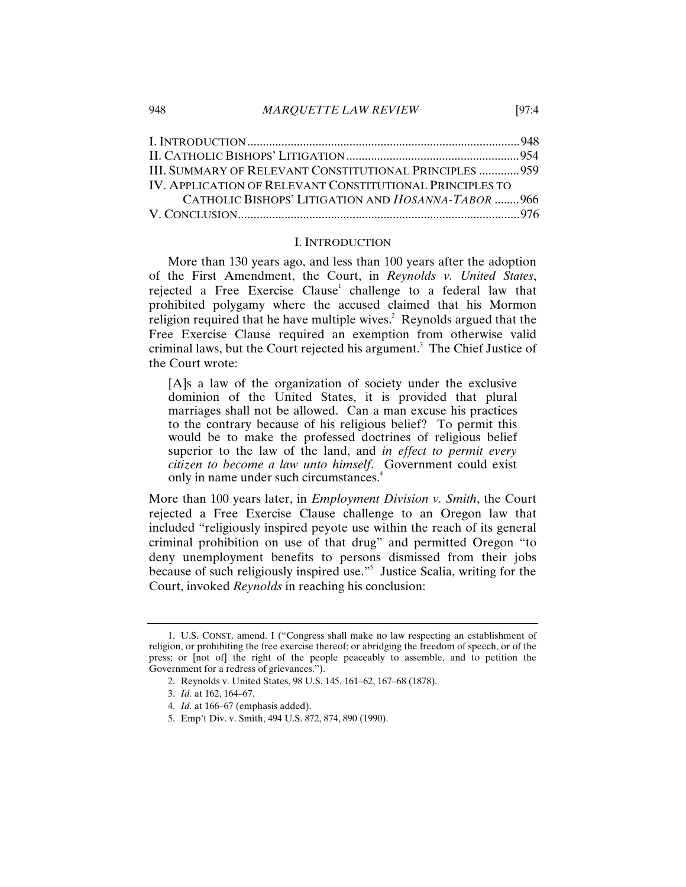| | |
|---|---|
| I. INTRODUCTION | 948 |
| II. CATHOLIC BISHOPS' LITIGATION | 954 |
| III. SUMMARY OF RELEVANT CONSTITUTIONAL PRINCIPLES | 959 |
| IV. APPLICATION OF RELEVANT CONSTITUTIONAL PRINCIPLES TO CATHOLIC BISHOPS' LITIGATION AND *HOSANNA-TABOR* | 966 |
| V. CONCLUSION | 976 |

## I. INTRODUCTION

More than 130 years ago, and less than 100 years after the adoption of the First Amendment, the Court, in *Reynolds v. United States*, rejected a Free Exercise Clause[1] challenge to a federal law that prohibited polygamy where the accused claimed that his Mormon religion required that he have multiple wives.[2] Reynolds argued that the Free Exercise Clause required an exemption from otherwise valid criminal laws, but the Court rejected his argument.[3] The Chief Justice of the Court wrote:

> [A]s a law of the organization of society under the exclusive dominion of the United States, it is provided that plural marriages shall not be allowed. Can a man excuse his practices to the contrary because of his religious belief? To permit this would be to make the professed doctrines of religious belief superior to the law of the land, and *in effect to permit every citizen to become a law unto himself*. Government could exist only in name under such circumstances.[4]

More than 100 years later, in *Employment Division v. Smith*, the Court rejected a Free Exercise Clause challenge to an Oregon law that included "religiously inspired peyote use within the reach of its general criminal prohibition on use of that drug" and permitted Oregon "to deny unemployment benefits to persons dismissed from their jobs because of such religiously inspired use."[5] Justice Scalia, writing for the Court, invoked *Reynolds* in reaching his conclusion:

---

1. U.S. CONST. amend. I ("Congress shall make no law respecting an establishment of religion, or prohibiting the free exercise thereof; or abridging the freedom of speech, or of the press; or [not of] the right of the people peaceably to assemble, and to petition the Government for a redress of grievances.").

2. Reynolds v. United States, 98 U.S. 145, 161–62, 167–68 (1878).

3. *Id.* at 162, 164–67.

4. *Id.* at 166–67 (emphasis added).

5. Emp't Div. v. Smith, 494 U.S. 872, 874, 890 (1990).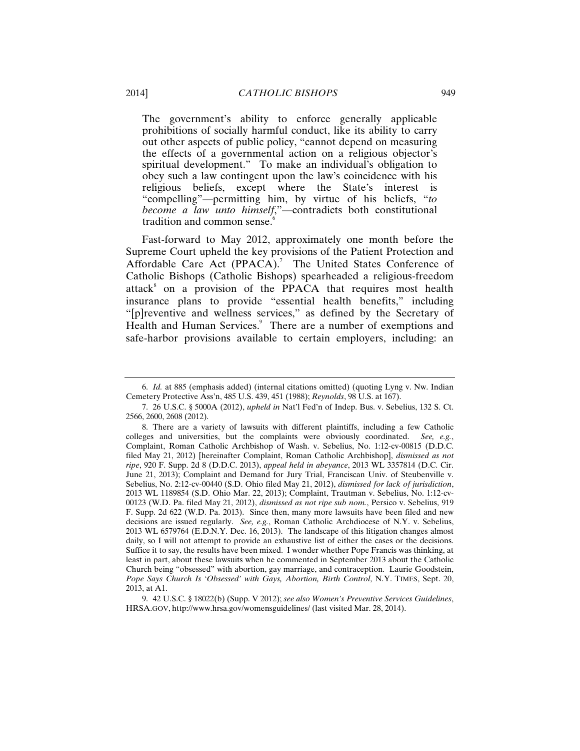> The government's ability to enforce generally applicable prohibitions of socially harmful conduct, like its ability to carry out other aspects of public policy, "cannot depend on measuring the effects of a governmental action on a religious objector's spiritual development." To make an individual's obligation to obey such a law contingent upon the law's coincidence with his religious beliefs, except where the State's interest is "compelling"—permitting him, by virtue of his beliefs, "*to become a law unto himself*,"—contradicts both constitutional tradition and common sense.[6]

Fast-forward to May 2012, approximately one month before the Supreme Court upheld the key provisions of the Patient Protection and Affordable Care Act (PPACA).[7] The United States Conference of Catholic Bishops (Catholic Bishops) spearheaded a religious-freedom attack[8] on a provision of the PPACA that requires most health insurance plans to provide "essential health benefits," including "[p]reventive and wellness services," as defined by the Secretary of Health and Human Services.[9] There are a number of exemptions and safe-harbor provisions available to certain employers, including: an

---

6. *Id.* at 885 (emphasis added) (internal citations omitted) (quoting Lyng v. Nw. Indian Cemetery Protective Ass'n, 485 U.S. 439, 451 (1988); *Reynolds*, 98 U.S. at 167).

7. 26 U.S.C. § 5000A (2012), *upheld in* Nat'l Fed'n of Indep. Bus. v. Sebelius, 132 S. Ct. 2566, 2600, 2608 (2012).

8. There are a variety of lawsuits with different plaintiffs, including a few Catholic colleges and universities, but the complaints were obviously coordinated. *See, e.g.*, Complaint, Roman Catholic Archbishop of Wash. v. Sebelius, No. 1:12-cv-00815 (D.D.C. filed May 21, 2012) [hereinafter Complaint, Roman Catholic Archbishop], *dismissed as not ripe*, 920 F. Supp. 2d 8 (D.D.C. 2013), *appeal held in abeyance*, 2013 WL 3357814 (D.C. Cir. June 21, 2013); Complaint and Demand for Jury Trial, Franciscan Univ. of Steubenville v. Sebelius, No. 2:12-cv-00440 (S.D. Ohio filed May 21, 2012), *dismissed for lack of jurisdiction*, 2013 WL 1189854 (S.D. Ohio Mar. 22, 2013); Complaint, Trautman v. Sebelius, No. 1:12-cv-00123 (W.D. Pa. filed May 21, 2012), *dismissed as not ripe sub nom.*, Persico v. Sebelius, 919 F. Supp. 2d 622 (W.D. Pa. 2013). Since then, many more lawsuits have been filed and new decisions are issued regularly. *See, e.g.*, Roman Catholic Archdiocese of N.Y. v. Sebelius, 2013 WL 6579764 (E.D.N.Y. Dec. 16, 2013). The landscape of this litigation changes almost daily, so I will not attempt to provide an exhaustive list of either the cases or the decisions. Suffice it to say, the results have been mixed. I wonder whether Pope Francis was thinking, at least in part, about these lawsuits when he commented in September 2013 about the Catholic Church being "obsessed" with abortion, gay marriage, and contraception. Laurie Goodstein, *Pope Says Church Is 'Obsessed' with Gays, Abortion, Birth Control*, N.Y. TIMES, Sept. 20, 2013, at A1.

9. 42 U.S.C. § 18022(b) (Supp. V 2012); *see also Women's Preventive Services Guidelines*, HRSA.GOV, http://www.hrsa.gov/womensguidelines/ (last visited Mar. 28, 2014).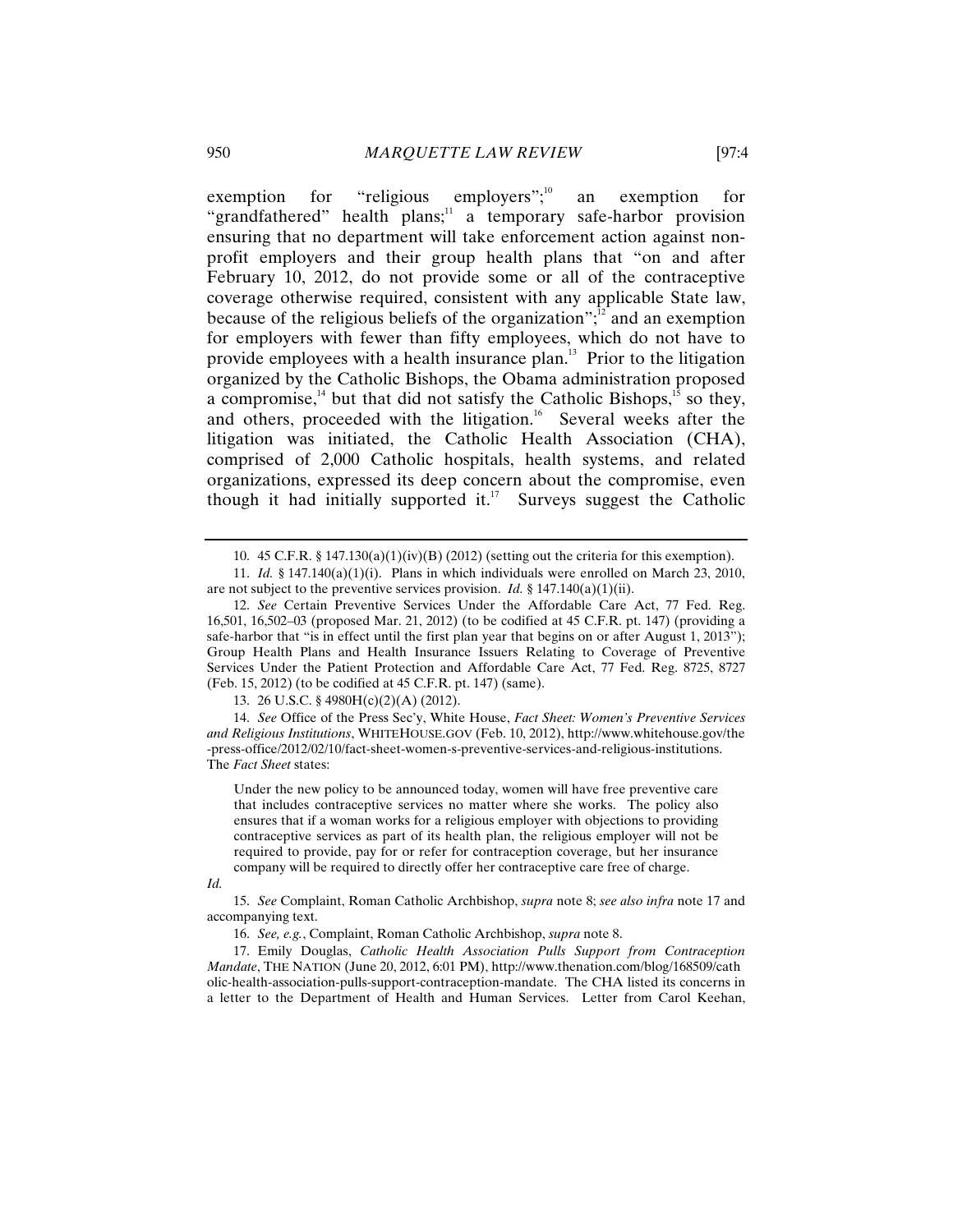exemption for "religious employers";[10] an exemption for "grandfathered" health plans;[11] a temporary safe-harbor provision ensuring that no department will take enforcement action against non-profit employers and their group health plans that "on and after February 10, 2012, do not provide some or all of the contraceptive coverage otherwise required, consistent with any applicable State law, because of the religious beliefs of the organization";[12] and an exemption for employers with fewer than fifty employees, which do not have to provide employees with a health insurance plan.[13] Prior to the litigation organized by the Catholic Bishops, the Obama administration proposed a compromise,[14] but that did not satisfy the Catholic Bishops,[15] so they, and others, proceeded with the litigation.[16] Several weeks after the litigation was initiated, the Catholic Health Association (CHA), comprised of 2,000 Catholic hospitals, health systems, and related organizations, expressed its deep concern about the compromise, even though it had initially supported it.[17] Surveys suggest the Catholic

10. 45 C.F.R. § 147.130(a)(1)(iv)(B) (2012) (setting out the criteria for this exemption).

11. *Id.* § 147.140(a)(1)(i). Plans in which individuals were enrolled on March 23, 2010, are not subject to the preventive services provision. *Id.* § 147.140(a)(1)(ii).

12. *See* Certain Preventive Services Under the Affordable Care Act, 77 Fed. Reg. 16,501, 16,502–03 (proposed Mar. 21, 2012) (to be codified at 45 C.F.R. pt. 147) (providing a safe-harbor that "is in effect until the first plan year that begins on or after August 1, 2013"); Group Health Plans and Health Insurance Issuers Relating to Coverage of Preventive Services Under the Patient Protection and Affordable Care Act, 77 Fed. Reg. 8725, 8727 (Feb. 15, 2012) (to be codified at 45 C.F.R. pt. 147) (same).

13. 26 U.S.C. § 4980H(c)(2)(A) (2012).

14. *See* Office of the Press Sec'y, White House, *Fact Sheet: Women's Preventive Services and Religious Institutions*, WHITEHOUSE.GOV (Feb. 10, 2012), http://www.whitehouse.gov/the-press-office/2012/02/10/fact-sheet-women-s-preventive-services-and-religious-institutions. The *Fact Sheet* states:

> Under the new policy to be announced today, women will have free preventive care that includes contraceptive services no matter where she works. The policy also ensures that if a woman works for a religious employer with objections to providing contraceptive services as part of its health plan, the religious employer will not be required to provide, pay for or refer for contraception coverage, but her insurance company will be required to directly offer her contraceptive care free of charge.

*Id.*

15. *See* Complaint, Roman Catholic Archbishop, *supra* note 8; *see also infra* note 17 and accompanying text.

16. *See, e.g.*, Complaint, Roman Catholic Archbishop, *supra* note 8.

17. Emily Douglas, *Catholic Health Association Pulls Support from Contraception Mandate*, THE NATION (June 20, 2012, 6:01 PM), http://www.thenation.com/blog/168509/catholic-health-association-pulls-support-contraception-mandate. The CHA listed its concerns in a letter to the Department of Health and Human Services. Letter from Carol Keehan,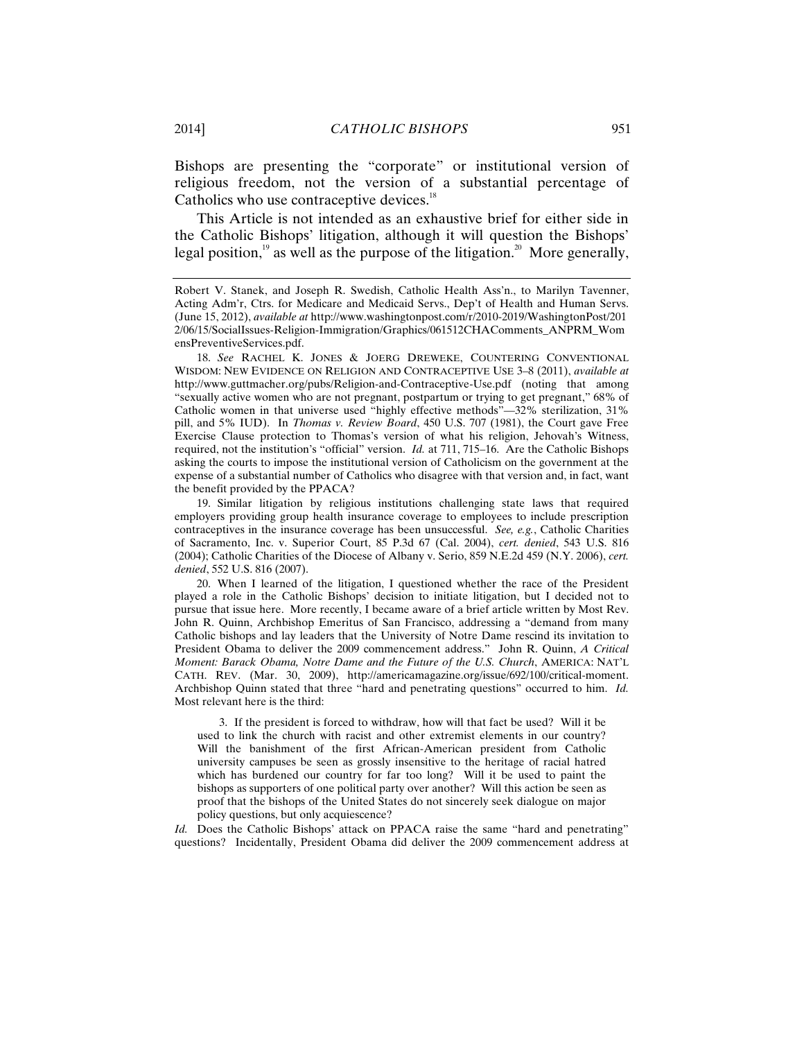Bishops are presenting the "corporate" or institutional version of religious freedom, not the version of a substantial percentage of Catholics who use contraceptive devices.[18]

This Article is not intended as an exhaustive brief for either side in the Catholic Bishops' litigation, although it will question the Bishops' legal position,[19] as well as the purpose of the litigation.[20] More generally,

---

Robert V. Stanek, and Joseph R. Swedish, Catholic Health Ass'n., to Marilyn Tavenner, Acting Adm'r, Ctrs. for Medicare and Medicaid Servs., Dep't of Health and Human Servs. (June 15, 2012), *available at* http://www.washingtonpost.com/r/2010-2019/WashingtonPost/2012/06/15/SocialIssues-Religion-Immigration/Graphics/061512CHAComments_ANPRM_WomensPreventiveServices.pdf.

18. *See* RACHEL K. JONES & JOERG DREWEKE, COUNTERING CONVENTIONAL WISDOM: NEW EVIDENCE ON RELIGION AND CONTRACEPTIVE USE 3–8 (2011), *available at* http://www.guttmacher.org/pubs/Religion-and-Contraceptive-Use.pdf (noting that among "sexually active women who are not pregnant, postpartum or trying to get pregnant," 68% of Catholic women in that universe used "highly effective methods"—32% sterilization, 31% pill, and 5% IUD). In *Thomas v. Review Board*, 450 U.S. 707 (1981), the Court gave Free Exercise Clause protection to Thomas's version of what his religion, Jehovah's Witness, required, not the institution's "official" version. *Id.* at 711, 715–16. Are the Catholic Bishops asking the courts to impose the institutional version of Catholicism on the government at the expense of a substantial number of Catholics who disagree with that version and, in fact, want the benefit provided by the PPACA?

19. Similar litigation by religious institutions challenging state laws that required employers providing group health insurance coverage to employees to include prescription contraceptives in the insurance coverage has been unsuccessful. *See, e.g.*, Catholic Charities of Sacramento, Inc. v. Superior Court, 85 P.3d 67 (Cal. 2004), *cert. denied*, 543 U.S. 816 (2004); Catholic Charities of the Diocese of Albany v. Serio, 859 N.E.2d 459 (N.Y. 2006), *cert. denied*, 552 U.S. 816 (2007).

20. When I learned of the litigation, I questioned whether the race of the President played a role in the Catholic Bishops' decision to initiate litigation, but I decided not to pursue that issue here. More recently, I became aware of a brief article written by Most Rev. John R. Quinn, Archbishop Emeritus of San Francisco, addressing a "demand from many Catholic bishops and lay leaders that the University of Notre Dame rescind its invitation to President Obama to deliver the 2009 commencement address." John R. Quinn, *A Critical Moment: Barack Obama, Notre Dame and the Future of the U.S. Church*, AMERICA: NAT'L CATH. REV. (Mar. 30, 2009), http://americamagazine.org/issue/692/100/critical-moment. Archbishop Quinn stated that three "hard and penetrating questions" occurred to him. *Id.* Most relevant here is the third:

> 3. If the president is forced to withdraw, how will that fact be used? Will it be used to link the church with racist and other extremist elements in our country? Will the banishment of the first African-American president from Catholic university campuses be seen as grossly insensitive to the heritage of racial hatred which has burdened our country for far too long? Will it be used to paint the bishops as supporters of one political party over another? Will this action be seen as proof that the bishops of the United States do not sincerely seek dialogue on major policy questions, but only acquiescence?

*Id.* Does the Catholic Bishops' attack on PPACA raise the same "hard and penetrating" questions? Incidentally, President Obama did deliver the 2009 commencement address at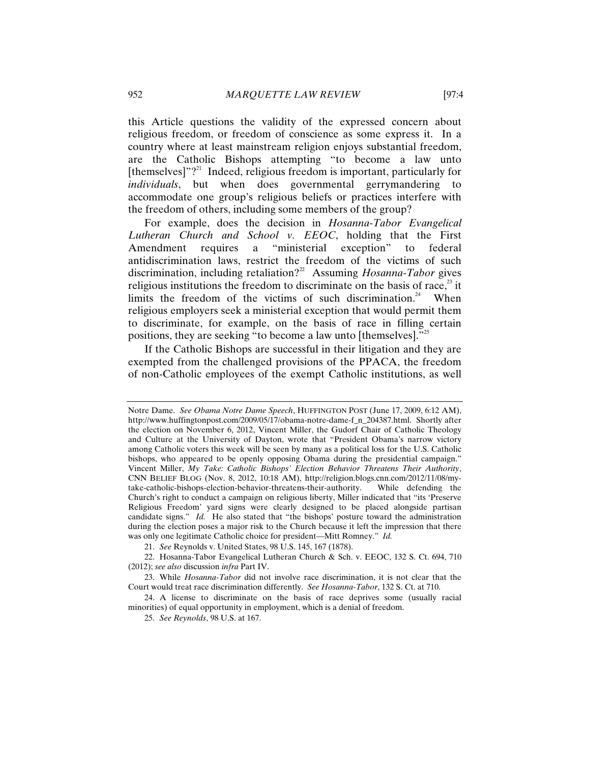this Article questions the validity of the expressed concern about religious freedom, or freedom of conscience as some express it. In a country where at least mainstream religion enjoys substantial freedom, are the Catholic Bishops attempting "to become a law unto [themselves]"?[21] Indeed, religious freedom is important, particularly for *individuals*, but when does governmental gerrymandering to accommodate one group's religious beliefs or practices interfere with the freedom of others, including some members of the group?

For example, does the decision in *Hosanna-Tabor Evangelical Lutheran Church and School v. EEOC*, holding that the First Amendment requires a "ministerial exception" to federal antidiscrimination laws, restrict the freedom of the victims of such discrimination, including retaliation?[22] Assuming *Hosanna-Tabor* gives religious institutions the freedom to discriminate on the basis of race,[23] it limits the freedom of the victims of such discrimination.[24] When religious employers seek a ministerial exception that would permit them to discriminate, for example, on the basis of race in filling certain positions, they are seeking "to become a law unto [themselves]."[25]

If the Catholic Bishops are successful in their litigation and they are exempted from the challenged provisions of the PPACA, the freedom of non-Catholic employees of the exempt Catholic institutions, as well

---

Notre Dame. *See Obama Notre Dame Speech*, HUFFINGTON POST (June 17, 2009, 6:12 AM), http://www.huffingtonpost.com/2009/05/17/obama-notre-dame-f_n_204387.html. Shortly after the election on November 6, 2012, Vincent Miller, the Gudorf Chair of Catholic Theology and Culture at the University of Dayton, wrote that "President Obama's narrow victory among Catholic voters this week will be seen by many as a political loss for the U.S. Catholic bishops, who appeared to be openly opposing Obama during the presidential campaign." Vincent Miller, *My Take: Catholic Bishops' Election Behavior Threatens Their Authority*, CNN BELIEF BLOG (Nov. 8, 2012, 10:18 AM), http://religion.blogs.cnn.com/2012/11/08/my-take-catholic-bishops-election-behavior-threatens-their-authority. While defending the Church's right to conduct a campaign on religious liberty, Miller indicated that "its 'Preserve Religious Freedom' yard signs were clearly designed to be placed alongside partisan candidate signs." *Id.* He also stated that "the bishops' posture toward the administration during the election poses a major risk to the Church because it left the impression that there was only one legitimate Catholic choice for president—Mitt Romney." *Id.*

21. *See* Reynolds v. United States, 98 U.S. 145, 167 (1878).

22. Hosanna-Tabor Evangelical Lutheran Church & Sch. v. EEOC, 132 S. Ct. 694, 710 (2012); *see also* discussion *infra* Part IV.

23. While *Hosanna-Tabor* did not involve race discrimination, it is not clear that the Court would treat race discrimination differently. *See Hosanna-Tabor*, 132 S. Ct. at 710.

24. A license to discriminate on the basis of race deprives some (usually racial minorities) of equal opportunity in employment, which is a denial of freedom.

25. *See Reynolds*, 98 U.S. at 167.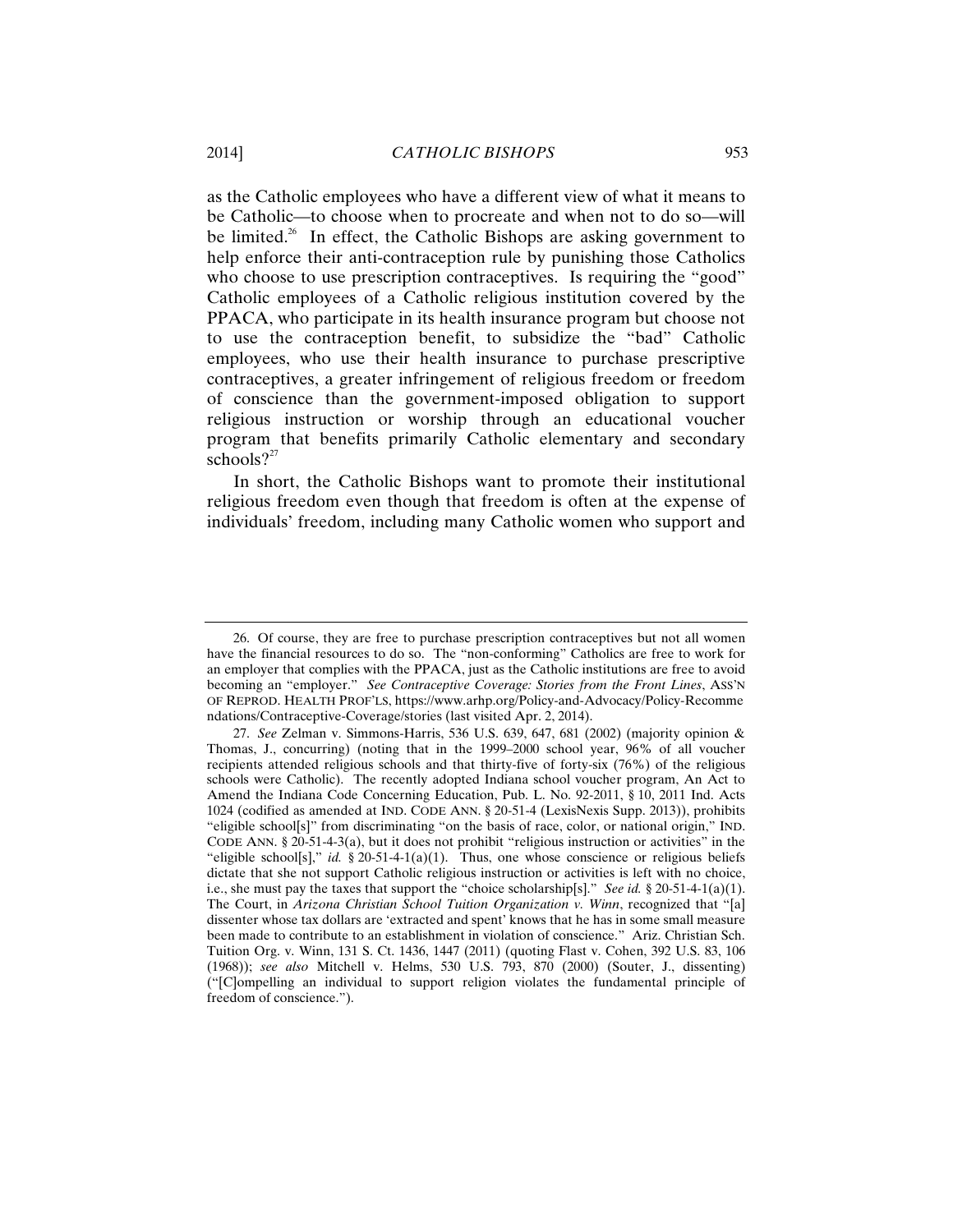as the Catholic employees who have a different view of what it means to be Catholic—to choose when to procreate and when not to do so—will be limited.[26] In effect, the Catholic Bishops are asking government to help enforce their anti-contraception rule by punishing those Catholics who choose to use prescription contraceptives. Is requiring the "good" Catholic employees of a Catholic religious institution covered by the PPACA, who participate in its health insurance program but choose not to use the contraception benefit, to subsidize the "bad" Catholic employees, who use their health insurance to purchase prescriptive contraceptives, a greater infringement of religious freedom or freedom of conscience than the government-imposed obligation to support religious instruction or worship through an educational voucher program that benefits primarily Catholic elementary and secondary schools?[27]

In short, the Catholic Bishops want to promote their institutional religious freedom even though that freedom is often at the expense of individuals' freedom, including many Catholic women who support and

---

26. Of course, they are free to purchase prescription contraceptives but not all women have the financial resources to do so. The "non-conforming" Catholics are free to work for an employer that complies with the PPACA, just as the Catholic institutions are free to avoid becoming an "employer." *See Contraceptive Coverage: Stories from the Front Lines*, ASS'N OF REPROD. HEALTH PROF'LS, https://www.arhp.org/Policy-and-Advocacy/Policy-Recommendations/Contraceptive-Coverage/stories (last visited Apr. 2, 2014).

27. *See* Zelman v. Simmons-Harris, 536 U.S. 639, 647, 681 (2002) (majority opinion & Thomas, J., concurring) (noting that in the 1999–2000 school year, 96% of all voucher recipients attended religious schools and that thirty-five of forty-six (76%) of the religious schools were Catholic). The recently adopted Indiana school voucher program, An Act to Amend the Indiana Code Concerning Education, Pub. L. No. 92-2011, § 10, 2011 Ind. Acts 1024 (codified as amended at IND. CODE ANN. § 20-51-4 (LexisNexis Supp. 2013)), prohibits "eligible school[s]" from discriminating "on the basis of race, color, or national origin," IND. CODE ANN. § 20-51-4-3(a), but it does not prohibit "religious instruction or activities" in the "eligible school[s]," *id.* § 20-51-4-1(a)(1). Thus, one whose conscience or religious beliefs dictate that she not support Catholic religious instruction or activities is left with no choice, i.e., she must pay the taxes that support the "choice scholarship[s]." *See id.* § 20-51-4-1(a)(1). The Court, in *Arizona Christian School Tuition Organization v. Winn*, recognized that "[a] dissenter whose tax dollars are 'extracted and spent' knows that he has in some small measure been made to contribute to an establishment in violation of conscience." Ariz. Christian Sch. Tuition Org. v. Winn, 131 S. Ct. 1436, 1447 (2011) (quoting Flast v. Cohen, 392 U.S. 83, 106 (1968)); *see also* Mitchell v. Helms, 530 U.S. 793, 870 (2000) (Souter, J., dissenting) ("[C]ompelling an individual to support religion violates the fundamental principle of freedom of conscience.").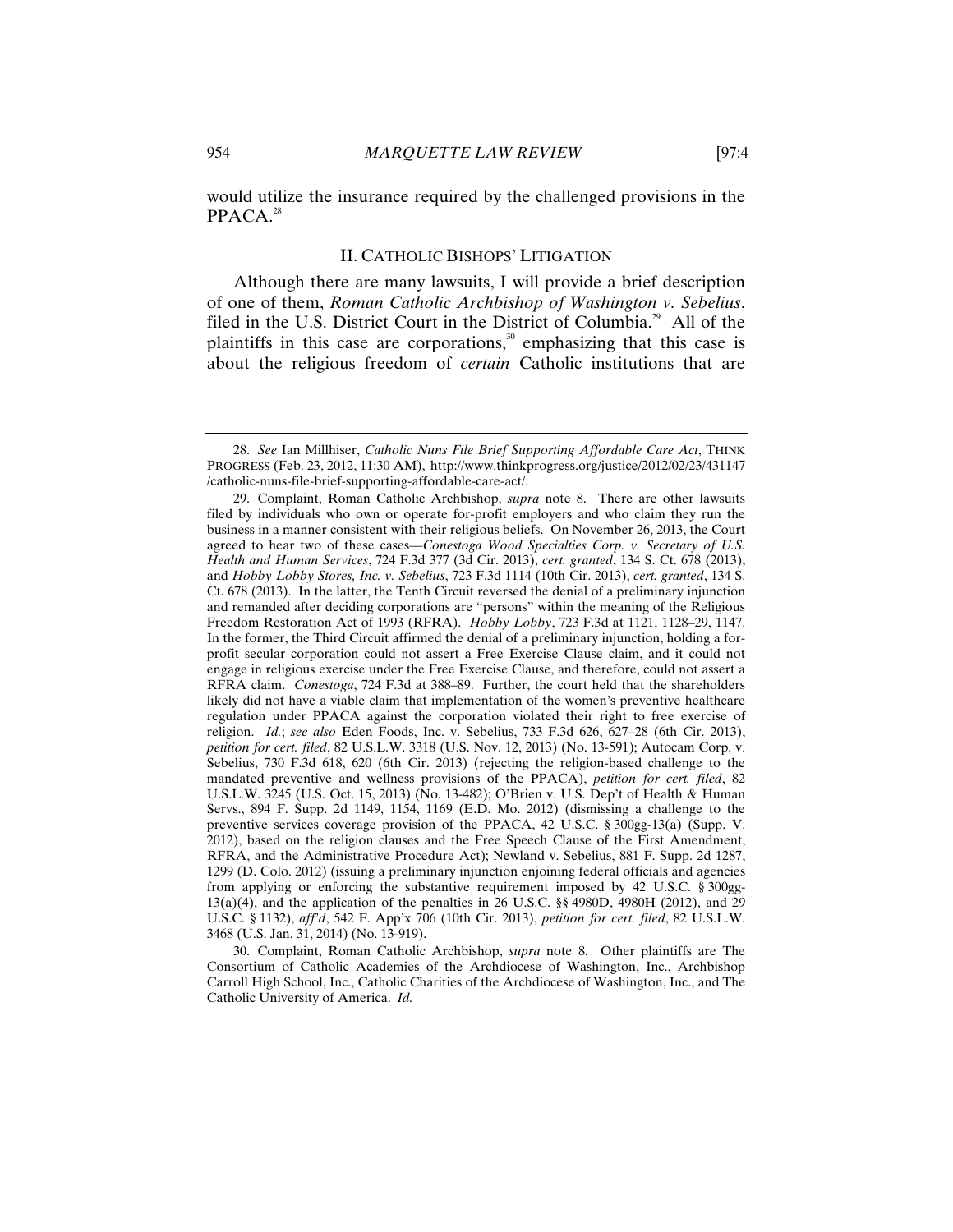would utilize the insurance required by the challenged provisions in the PPACA.[28]

## II. CATHOLIC BISHOPS' LITIGATION

Although there are many lawsuits, I will provide a brief description of one of them, *Roman Catholic Archbishop of Washington v. Sebelius*, filed in the U.S. District Court in the District of Columbia.[29] All of the plaintiffs in this case are corporations,[30] emphasizing that this case is about the religious freedom of *certain* Catholic institutions that are

---

28. *See* Ian Millhiser, *Catholic Nuns File Brief Supporting Affordable Care Act*, THINK PROGRESS (Feb. 23, 2012, 11:30 AM), http://www.thinkprogress.org/justice/2012/02/23/431147/catholic-nuns-file-brief-supporting-affordable-care-act/.

29. Complaint, Roman Catholic Archbishop, *supra* note 8. There are other lawsuits filed by individuals who own or operate for-profit employers and who claim they run the business in a manner consistent with their religious beliefs. On November 26, 2013, the Court agreed to hear two of these cases—*Conestoga Wood Specialties Corp. v. Secretary of U.S. Health and Human Services*, 724 F.3d 377 (3d Cir. 2013), *cert. granted*, 134 S. Ct. 678 (2013), and *Hobby Lobby Stores, Inc. v. Sebelius*, 723 F.3d 1114 (10th Cir. 2013), *cert. granted*, 134 S. Ct. 678 (2013). In the latter, the Tenth Circuit reversed the denial of a preliminary injunction and remanded after deciding corporations are "persons" within the meaning of the Religious Freedom Restoration Act of 1993 (RFRA). *Hobby Lobby*, 723 F.3d at 1121, 1128–29, 1147. In the former, the Third Circuit affirmed the denial of a preliminary injunction, holding a for-profit secular corporation could not assert a Free Exercise Clause claim, and it could not engage in religious exercise under the Free Exercise Clause, and therefore, could not assert a RFRA claim. *Conestoga*, 724 F.3d at 388–89. Further, the court held that the shareholders likely did not have a viable claim that implementation of the women's preventive healthcare regulation under PPACA against the corporation violated their right to free exercise of religion. *Id.*; *see also* Eden Foods, Inc. v. Sebelius, 733 F.3d 626, 627–28 (6th Cir. 2013), *petition for cert. filed*, 82 U.S.L.W. 3318 (U.S. Nov. 12, 2013) (No. 13-591); Autocam Corp. v. Sebelius, 730 F.3d 618, 620 (6th Cir. 2013) (rejecting the religion-based challenge to the mandated preventive and wellness provisions of the PPACA), *petition for cert. filed*, 82 U.S.L.W. 3245 (U.S. Oct. 15, 2013) (No. 13-482); O'Brien v. U.S. Dep't of Health & Human Servs., 894 F. Supp. 2d 1149, 1154, 1169 (E.D. Mo. 2012) (dismissing a challenge to the preventive services coverage provision of the PPACA, 42 U.S.C. § 300gg-13(a) (Supp. V. 2012), based on the religion clauses and the Free Speech Clause of the First Amendment, RFRA, and the Administrative Procedure Act); Newland v. Sebelius, 881 F. Supp. 2d 1287, 1299 (D. Colo. 2012) (issuing a preliminary injunction enjoining federal officials and agencies from applying or enforcing the substantive requirement imposed by 42 U.S.C. § 300gg-13(a)(4), and the application of the penalties in 26 U.S.C. §§ 4980D, 4980H (2012), and 29 U.S.C. § 1132), *aff'd*, 542 F. App'x 706 (10th Cir. 2013), *petition for cert. filed*, 82 U.S.L.W. 3468 (U.S. Jan. 31, 2014) (No. 13-919).

30. Complaint, Roman Catholic Archbishop, *supra* note 8. Other plaintiffs are The Consortium of Catholic Academies of the Archdiocese of Washington, Inc., Archbishop Carroll High School, Inc., Catholic Charities of the Archdiocese of Washington, Inc., and The Catholic University of America. *Id.*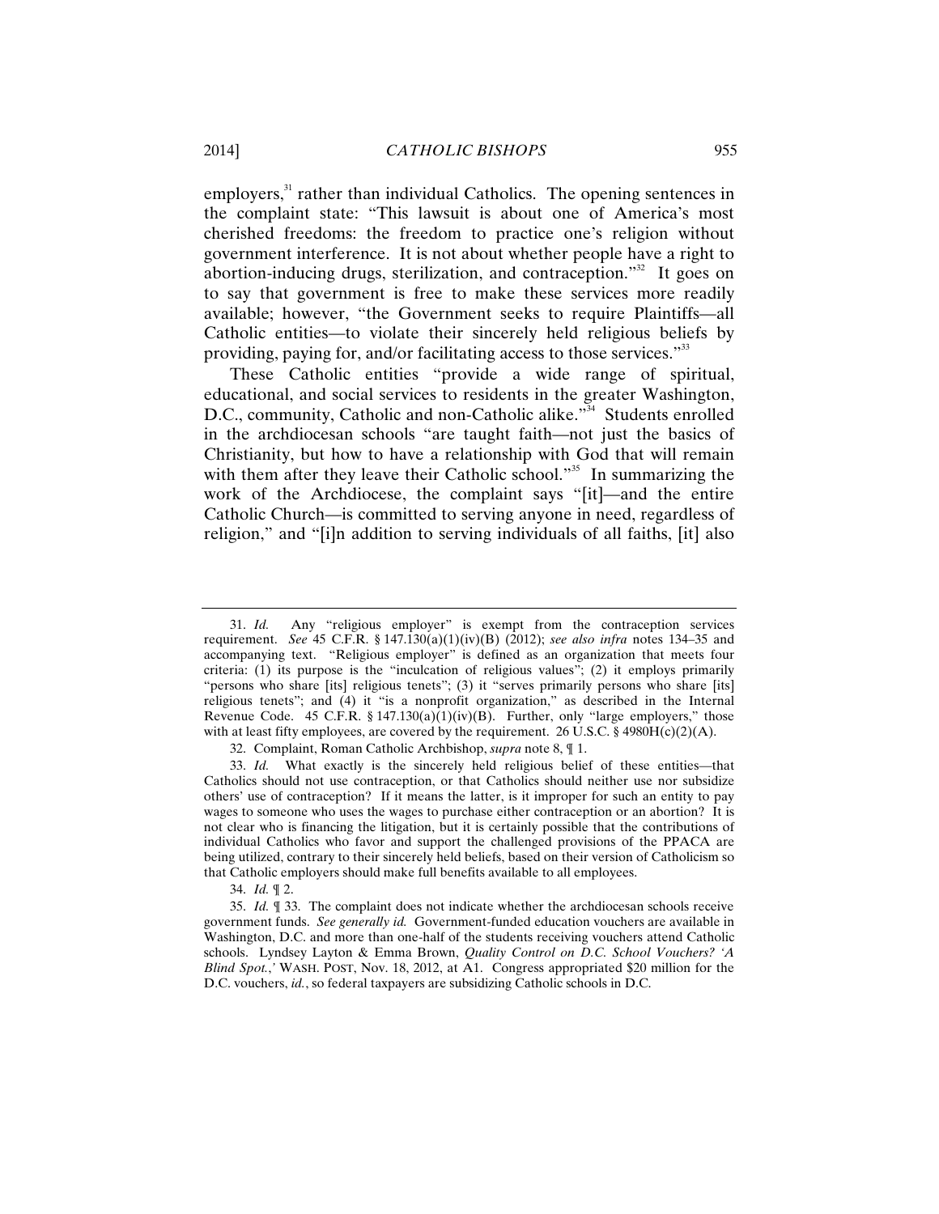employers,[31] rather than individual Catholics. The opening sentences in the complaint state: "This lawsuit is about one of America's most cherished freedoms: the freedom to practice one's religion without government interference. It is not about whether people have a right to abortion-inducing drugs, sterilization, and contraception."[32] It goes on to say that government is free to make these services more readily available; however, "the Government seeks to require Plaintiffs—all Catholic entities—to violate their sincerely held religious beliefs by providing, paying for, and/or facilitating access to those services."[33]

These Catholic entities "provide a wide range of spiritual, educational, and social services to residents in the greater Washington, D.C., community, Catholic and non-Catholic alike."[34] Students enrolled in the archdiocesan schools "are taught faith—not just the basics of Christianity, but how to have a relationship with God that will remain with them after they leave their Catholic school."[35] In summarizing the work of the Archdiocese, the complaint says "[it]—and the entire Catholic Church—is committed to serving anyone in need, regardless of religion," and "[i]n addition to serving individuals of all faiths, [it] also

---

31. *Id.* Any "religious employer" is exempt from the contraception services requirement. *See* 45 C.F.R. § 147.130(a)(1)(iv)(B) (2012); *see also infra* notes 134–35 and accompanying text. "Religious employer" is defined as an organization that meets four criteria: (1) its purpose is the "inculcation of religious values"; (2) it employs primarily "persons who share [its] religious tenets"; (3) it "serves primarily persons who share [its] religious tenets"; and (4) it "is a nonprofit organization," as described in the Internal Revenue Code. 45 C.F.R. § 147.130(a)(1)(iv)(B). Further, only "large employers," those with at least fifty employees, are covered by the requirement. 26 U.S.C. § 4980H(c)(2)(A).

32. Complaint, Roman Catholic Archbishop, *supra* note 8, ¶ 1.

33. *Id.* What exactly is the sincerely held religious belief of these entities—that Catholics should not use contraception, or that Catholics should neither use nor subsidize others' use of contraception? If it means the latter, is it improper for such an entity to pay wages to someone who uses the wages to purchase either contraception or an abortion? It is not clear who is financing the litigation, but it is certainly possible that the contributions of individual Catholics who favor and support the challenged provisions of the PPACA are being utilized, contrary to their sincerely held beliefs, based on their version of Catholicism so that Catholic employers should make full benefits available to all employees.

34. *Id.* ¶ 2.

35. *Id.* ¶ 33. The complaint does not indicate whether the archdiocesan schools receive government funds. *See generally id.* Government-funded education vouchers are available in Washington, D.C. and more than one-half of the students receiving vouchers attend Catholic schools. Lyndsey Layton & Emma Brown, *Quality Control on D.C. School Vouchers? 'A Blind Spot*.,*'* WASH. POST, Nov. 18, 2012, at A1. Congress appropriated $20 million for the D.C. vouchers, *id.*, so federal taxpayers are subsidizing Catholic schools in D.C.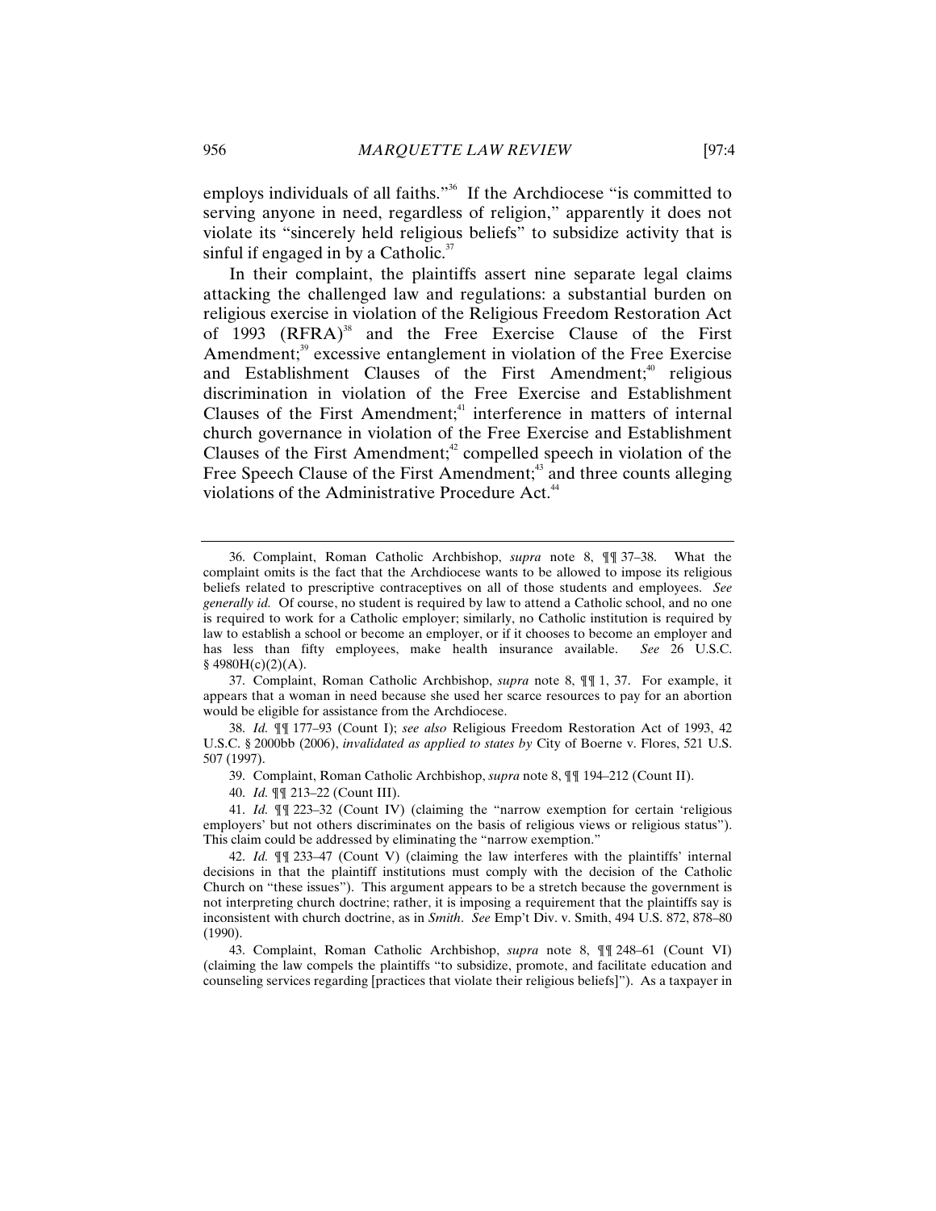employs individuals of all faiths."[36] If the Archdiocese "is committed to serving anyone in need, regardless of religion," apparently it does not violate its "sincerely held religious beliefs" to subsidize activity that is sinful if engaged in by a Catholic.[37]

In their complaint, the plaintiffs assert nine separate legal claims attacking the challenged law and regulations: a substantial burden on religious exercise in violation of the Religious Freedom Restoration Act of 1993 (RFRA)[38] and the Free Exercise Clause of the First Amendment;[39] excessive entanglement in violation of the Free Exercise and Establishment Clauses of the First Amendment;[40] religious discrimination in violation of the Free Exercise and Establishment Clauses of the First Amendment;[41] interference in matters of internal church governance in violation of the Free Exercise and Establishment Clauses of the First Amendment;[42] compelled speech in violation of the Free Speech Clause of the First Amendment;[43] and three counts alleging violations of the Administrative Procedure Act.[44]

---

36. Complaint, Roman Catholic Archbishop, *supra* note 8, ¶¶ 37–38. What the complaint omits is the fact that the Archdiocese wants to be allowed to impose its religious beliefs related to prescriptive contraceptives on all of those students and employees. *See generally id.* Of course, no student is required by law to attend a Catholic school, and no one is required to work for a Catholic employer; similarly, no Catholic institution is required by law to establish a school or become an employer, or if it chooses to become an employer and has less than fifty employees, make health insurance available. *See* 26 U.S.C. § 4980H(c)(2)(A).

37. Complaint, Roman Catholic Archbishop, *supra* note 8, ¶¶ 1, 37. For example, it appears that a woman in need because she used her scarce resources to pay for an abortion would be eligible for assistance from the Archdiocese.

38. *Id.* ¶¶ 177–93 (Count I); *see also* Religious Freedom Restoration Act of 1993, 42 U.S.C. § 2000bb (2006), *invalidated as applied to states by* City of Boerne v. Flores, 521 U.S. 507 (1997).

39. Complaint, Roman Catholic Archbishop, *supra* note 8, ¶¶ 194–212 (Count II).

40. *Id.* ¶¶ 213–22 (Count III).

41. *Id.* ¶¶ 223–32 (Count IV) (claiming the "narrow exemption for certain 'religious employers' but not others discriminates on the basis of religious views or religious status"). This claim could be addressed by eliminating the "narrow exemption."

42. *Id.* ¶¶ 233–47 (Count V) (claiming the law interferes with the plaintiffs' internal decisions in that the plaintiff institutions must comply with the decision of the Catholic Church on "these issues"). This argument appears to be a stretch because the government is not interpreting church doctrine; rather, it is imposing a requirement that the plaintiffs say is inconsistent with church doctrine, as in *Smith*. *See* Emp't Div. v. Smith, 494 U.S. 872, 878–80 (1990).

43. Complaint, Roman Catholic Archbishop, *supra* note 8, ¶¶ 248–61 (Count VI) (claiming the law compels the plaintiffs "to subsidize, promote, and facilitate education and counseling services regarding [practices that violate their religious beliefs]"). As a taxpayer in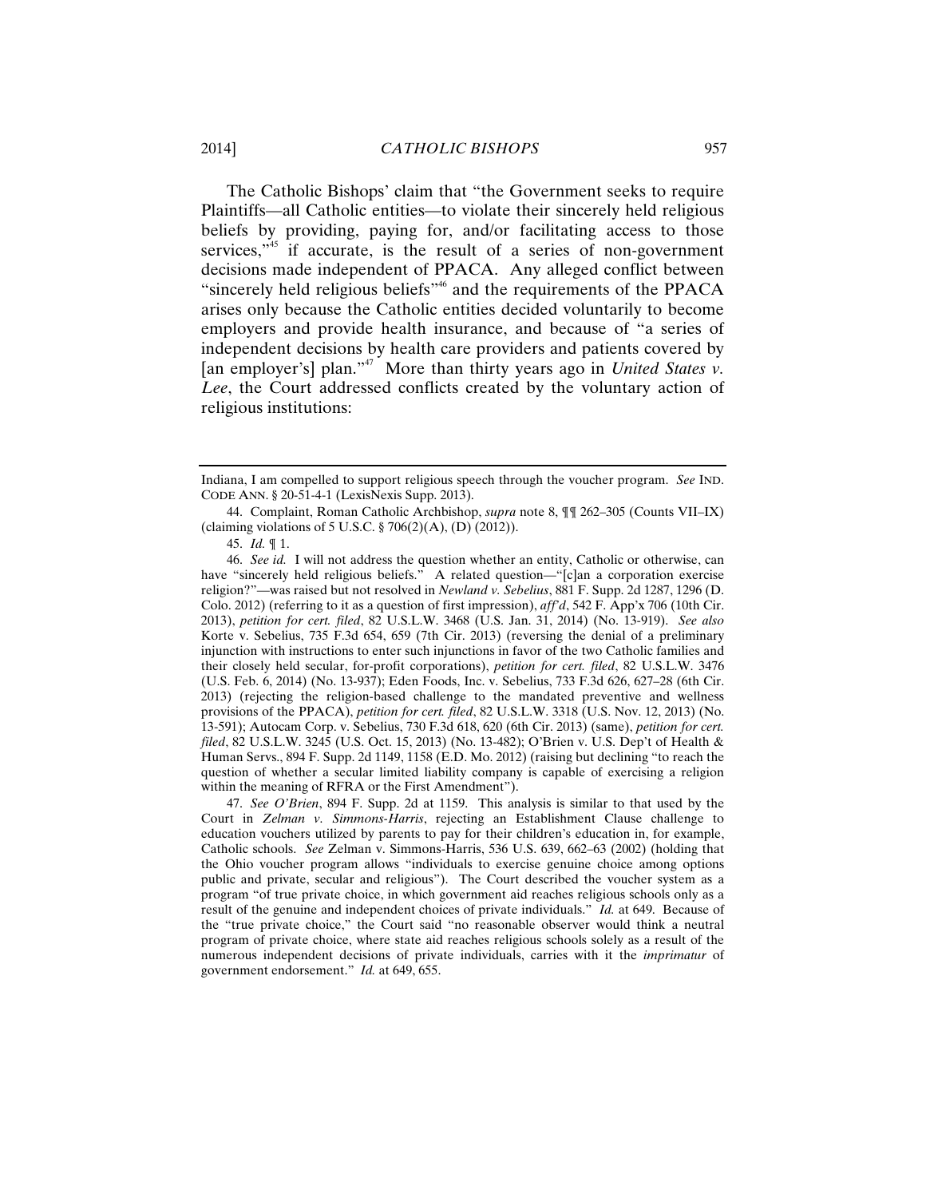The Catholic Bishops' claim that "the Government seeks to require Plaintiffs—all Catholic entities—to violate their sincerely held religious beliefs by providing, paying for, and/or facilitating access to those services,"[45] if accurate, is the result of a series of non-government decisions made independent of PPACA. Any alleged conflict between "sincerely held religious beliefs"[46] and the requirements of the PPACA arises only because the Catholic entities decided voluntarily to become employers and provide health insurance, and because of "a series of independent decisions by health care providers and patients covered by [an employer's] plan."[47] More than thirty years ago in *United States v. Lee*, the Court addressed conflicts created by the voluntary action of religious institutions:

---

Indiana, I am compelled to support religious speech through the voucher program. *See* IND. CODE ANN. § 20-51-4-1 (LexisNexis Supp. 2013).

44. Complaint, Roman Catholic Archbishop, *supra* note 8, ¶¶ 262–305 (Counts VII–IX) (claiming violations of 5 U.S.C. § 706(2)(A), (D) (2012)).

45. *Id.* ¶ 1.

46. *See id.* I will not address the question whether an entity, Catholic or otherwise, can have "sincerely held religious beliefs." A related question—"[c]an a corporation exercise religion?"—was raised but not resolved in *Newland v. Sebelius*, 881 F. Supp. 2d 1287, 1296 (D. Colo. 2012) (referring to it as a question of first impression), *aff'd*, 542 F. App'x 706 (10th Cir. 2013), *petition for cert. filed*, 82 U.S.L.W. 3468 (U.S. Jan. 31, 2014) (No. 13-919). *See also* Korte v. Sebelius, 735 F.3d 654, 659 (7th Cir. 2013) (reversing the denial of a preliminary injunction with instructions to enter such injunctions in favor of the two Catholic families and their closely held secular, for-profit corporations), *petition for cert. filed*, 82 U.S.L.W. 3476 (U.S. Feb. 6, 2014) (No. 13-937); Eden Foods, Inc. v. Sebelius, 733 F.3d 626, 627–28 (6th Cir. 2013) (rejecting the religion-based challenge to the mandated preventive and wellness provisions of the PPACA), *petition for cert. filed*, 82 U.S.L.W. 3318 (U.S. Nov. 12, 2013) (No. 13-591); Autocam Corp. v. Sebelius, 730 F.3d 618, 620 (6th Cir. 2013) (same), *petition for cert. filed*, 82 U.S.L.W. 3245 (U.S. Oct. 15, 2013) (No. 13-482); O'Brien v. U.S. Dep't of Health & Human Servs., 894 F. Supp. 2d 1149, 1158 (E.D. Mo. 2012) (raising but declining "to reach the question of whether a secular limited liability company is capable of exercising a religion within the meaning of RFRA or the First Amendment").

47. *See O'Brien*, 894 F. Supp. 2d at 1159. This analysis is similar to that used by the Court in *Zelman v. Simmons-Harris*, rejecting an Establishment Clause challenge to education vouchers utilized by parents to pay for their children's education in, for example, Catholic schools. *See* Zelman v. Simmons-Harris, 536 U.S. 639, 662–63 (2002) (holding that the Ohio voucher program allows "individuals to exercise genuine choice among options public and private, secular and religious"). The Court described the voucher system as a program "of true private choice, in which government aid reaches religious schools only as a result of the genuine and independent choices of private individuals." *Id.* at 649. Because of the "true private choice," the Court said "no reasonable observer would think a neutral program of private choice, where state aid reaches religious schools solely as a result of the numerous independent decisions of private individuals, carries with it the *imprimatur* of government endorsement." *Id.* at 649, 655.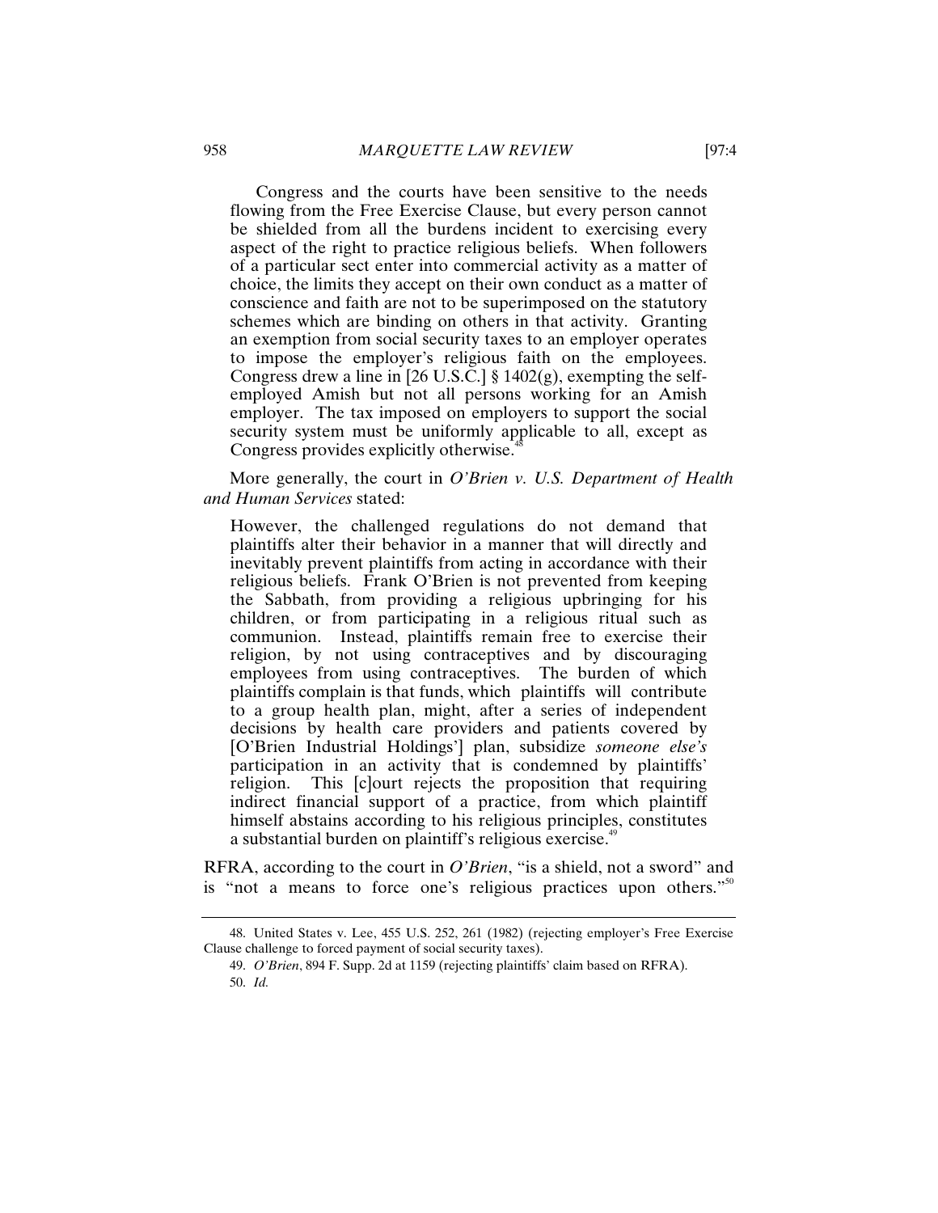> Congress and the courts have been sensitive to the needs flowing from the Free Exercise Clause, but every person cannot be shielded from all the burdens incident to exercising every aspect of the right to practice religious beliefs. When followers of a particular sect enter into commercial activity as a matter of choice, the limits they accept on their own conduct as a matter of conscience and faith are not to be superimposed on the statutory schemes which are binding on others in that activity. Granting an exemption from social security taxes to an employer operates to impose the employer's religious faith on the employees. Congress drew a line in [26 U.S.C.] § 1402(g), exempting the self-employed Amish but not all persons working for an Amish employer. The tax imposed on employers to support the social security system must be uniformly applicable to all, except as Congress provides explicitly otherwise.[48]

More generally, the court in *O'Brien v. U.S. Department of Health and Human Services* stated:

> However, the challenged regulations do not demand that plaintiffs alter their behavior in a manner that will directly and inevitably prevent plaintiffs from acting in accordance with their religious beliefs. Frank O'Brien is not prevented from keeping the Sabbath, from providing a religious upbringing for his children, or from participating in a religious ritual such as communion. Instead, plaintiffs remain free to exercise their religion, by not using contraceptives and by discouraging employees from using contraceptives. The burden of which plaintiffs complain is that funds, which plaintiffs will contribute to a group health plan, might, after a series of independent decisions by health care providers and patients covered by [O'Brien Industrial Holdings'] plan, subsidize *someone else's* participation in an activity that is condemned by plaintiffs' religion. This [c]ourt rejects the proposition that requiring indirect financial support of a practice, from which plaintiff himself abstains according to his religious principles, constitutes a substantial burden on plaintiff's religious exercise.[49]

RFRA, according to the court in *O'Brien*, "is a shield, not a sword" and is "not a means to force one's religious practices upon others."[50]

---

48. United States v. Lee, 455 U.S. 252, 261 (1982) (rejecting employer's Free Exercise Clause challenge to forced payment of social security taxes).

49. *O'Brien*, 894 F. Supp. 2d at 1159 (rejecting plaintiffs' claim based on RFRA).

50. *Id.*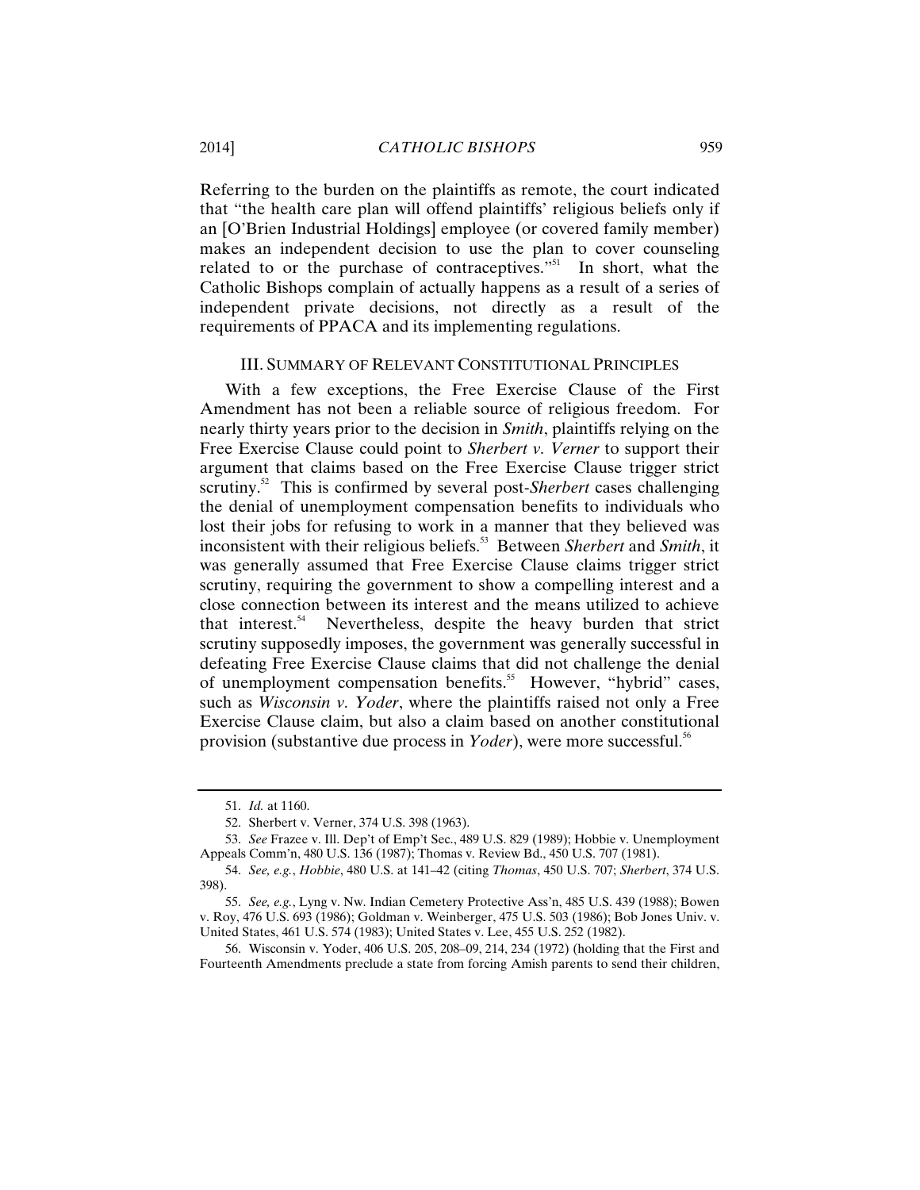Referring to the burden on the plaintiffs as remote, the court indicated that "the health care plan will offend plaintiffs' religious beliefs only if an [O'Brien Industrial Holdings] employee (or covered family member) makes an independent decision to use the plan to cover counseling related to or the purchase of contraceptives."[51] In short, what the Catholic Bishops complain of actually happens as a result of a series of independent private decisions, not directly as a result of the requirements of PPACA and its implementing regulations.

## III. SUMMARY OF RELEVANT CONSTITUTIONAL PRINCIPLES

With a few exceptions, the Free Exercise Clause of the First Amendment has not been a reliable source of religious freedom. For nearly thirty years prior to the decision in *Smith*, plaintiffs relying on the Free Exercise Clause could point to *Sherbert v. Verner* to support their argument that claims based on the Free Exercise Clause trigger strict scrutiny.[52] This is confirmed by several post-*Sherbert* cases challenging the denial of unemployment compensation benefits to individuals who lost their jobs for refusing to work in a manner that they believed was inconsistent with their religious beliefs.[53] Between *Sherbert* and *Smith*, it was generally assumed that Free Exercise Clause claims trigger strict scrutiny, requiring the government to show a compelling interest and a close connection between its interest and the means utilized to achieve that interest.[54] Nevertheless, despite the heavy burden that strict scrutiny supposedly imposes, the government was generally successful in defeating Free Exercise Clause claims that did not challenge the denial of unemployment compensation benefits.[55] However, "hybrid" cases, such as *Wisconsin v. Yoder*, where the plaintiffs raised not only a Free Exercise Clause claim, but also a claim based on another constitutional provision (substantive due process in *Yoder*), were more successful.[56]

---

51. *Id.* at 1160.

52. Sherbert v. Verner, 374 U.S. 398 (1963).

53. *See* Frazee v. Ill. Dep't of Emp't Sec., 489 U.S. 829 (1989); Hobbie v. Unemployment Appeals Comm'n, 480 U.S. 136 (1987); Thomas v. Review Bd., 450 U.S. 707 (1981).

54. *See, e.g.*, *Hobbie*, 480 U.S. at 141–42 (citing *Thomas*, 450 U.S. 707; *Sherbert*, 374 U.S. 398).

55. *See, e.g.*, Lyng v. Nw. Indian Cemetery Protective Ass'n, 485 U.S. 439 (1988); Bowen v. Roy, 476 U.S. 693 (1986); Goldman v. Weinberger, 475 U.S. 503 (1986); Bob Jones Univ. v. United States, 461 U.S. 574 (1983); United States v. Lee, 455 U.S. 252 (1982).

56. Wisconsin v. Yoder, 406 U.S. 205, 208–09, 214, 234 (1972) (holding that the First and Fourteenth Amendments preclude a state from forcing Amish parents to send their children,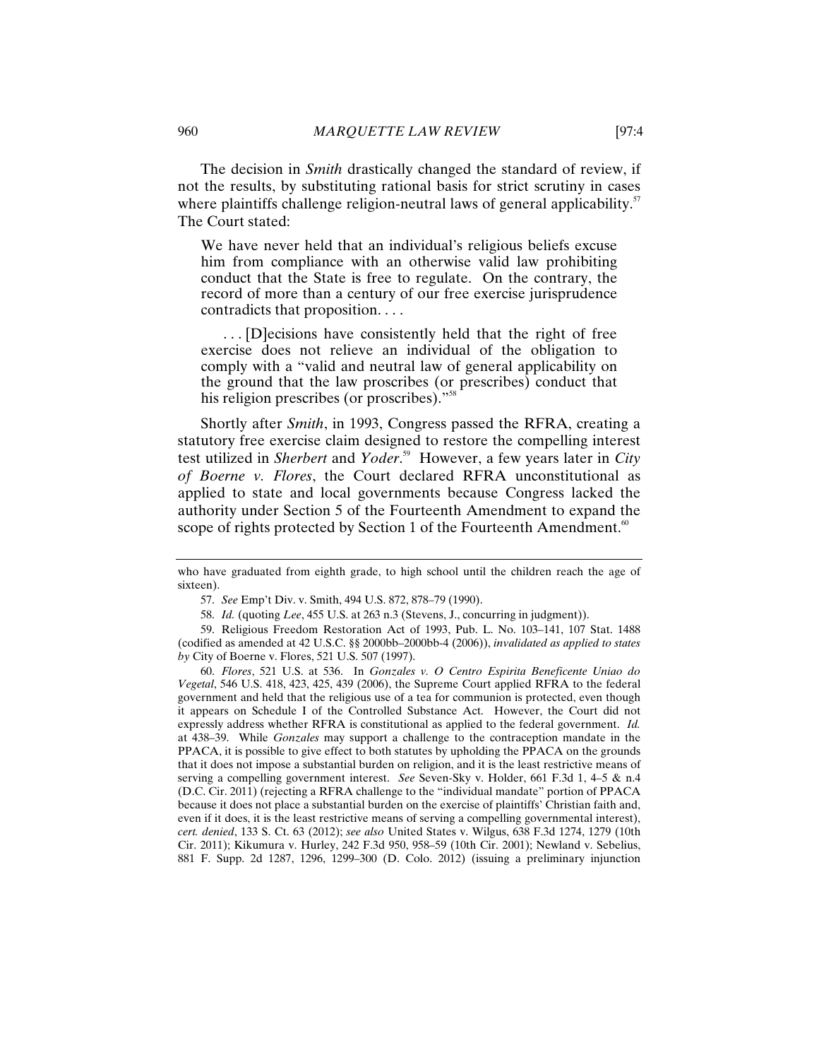The decision in *Smith* drastically changed the standard of review, if not the results, by substituting rational basis for strict scrutiny in cases where plaintiffs challenge religion-neutral laws of general applicability.[57] The Court stated:

> We have never held that an individual's religious beliefs excuse him from compliance with an otherwise valid law prohibiting conduct that the State is free to regulate. On the contrary, the record of more than a century of our free exercise jurisprudence contradicts that proposition. . . .
>
> . . . [D]ecisions have consistently held that the right of free exercise does not relieve an individual of the obligation to comply with a "valid and neutral law of general applicability on the ground that the law proscribes (or prescribes) conduct that his religion prescribes (or proscribes)."[58]

Shortly after *Smith*, in 1993, Congress passed the RFRA, creating a statutory free exercise claim designed to restore the compelling interest test utilized in *Sherbert* and *Yoder*.[59] However, a few years later in *City of Boerne v. Flores*, the Court declared RFRA unconstitutional as applied to state and local governments because Congress lacked the authority under Section 5 of the Fourteenth Amendment to expand the scope of rights protected by Section 1 of the Fourteenth Amendment.[60]

---

who have graduated from eighth grade, to high school until the children reach the age of sixteen).

57. *See* Emp't Div. v. Smith, 494 U.S. 872, 878–79 (1990).

58. *Id.* (quoting *Lee*, 455 U.S. at 263 n.3 (Stevens, J., concurring in judgment)).

59. Religious Freedom Restoration Act of 1993, Pub. L. No. 103–141, 107 Stat. 1488 (codified as amended at 42 U.S.C. §§ 2000bb–2000bb-4 (2006)), *invalidated as applied to states by* City of Boerne v. Flores, 521 U.S. 507 (1997).

60. *Flores*, 521 U.S. at 536. In *Gonzales v. O Centro Espirita Beneficente Uniao do Vegetal*, 546 U.S. 418, 423, 425, 439 (2006), the Supreme Court applied RFRA to the federal government and held that the religious use of a tea for communion is protected, even though it appears on Schedule I of the Controlled Substance Act. However, the Court did not expressly address whether RFRA is constitutional as applied to the federal government. *Id.* at 438–39. While *Gonzales* may support a challenge to the contraception mandate in the PPACA, it is possible to give effect to both statutes by upholding the PPACA on the grounds that it does not impose a substantial burden on religion, and it is the least restrictive means of serving a compelling government interest. *See* Seven-Sky v. Holder, 661 F.3d 1, 4–5 & n.4 (D.C. Cir. 2011) (rejecting a RFRA challenge to the "individual mandate" portion of PPACA because it does not place a substantial burden on the exercise of plaintiffs' Christian faith and, even if it does, it is the least restrictive means of serving a compelling governmental interest), *cert. denied*, 133 S. Ct. 63 (2012); *see also* United States v. Wilgus, 638 F.3d 1274, 1279 (10th Cir. 2011); Kikumura v. Hurley, 242 F.3d 950, 958–59 (10th Cir. 2001); Newland v. Sebelius, 881 F. Supp. 2d 1287, 1296, 1299–300 (D. Colo. 2012) (issuing a preliminary injunction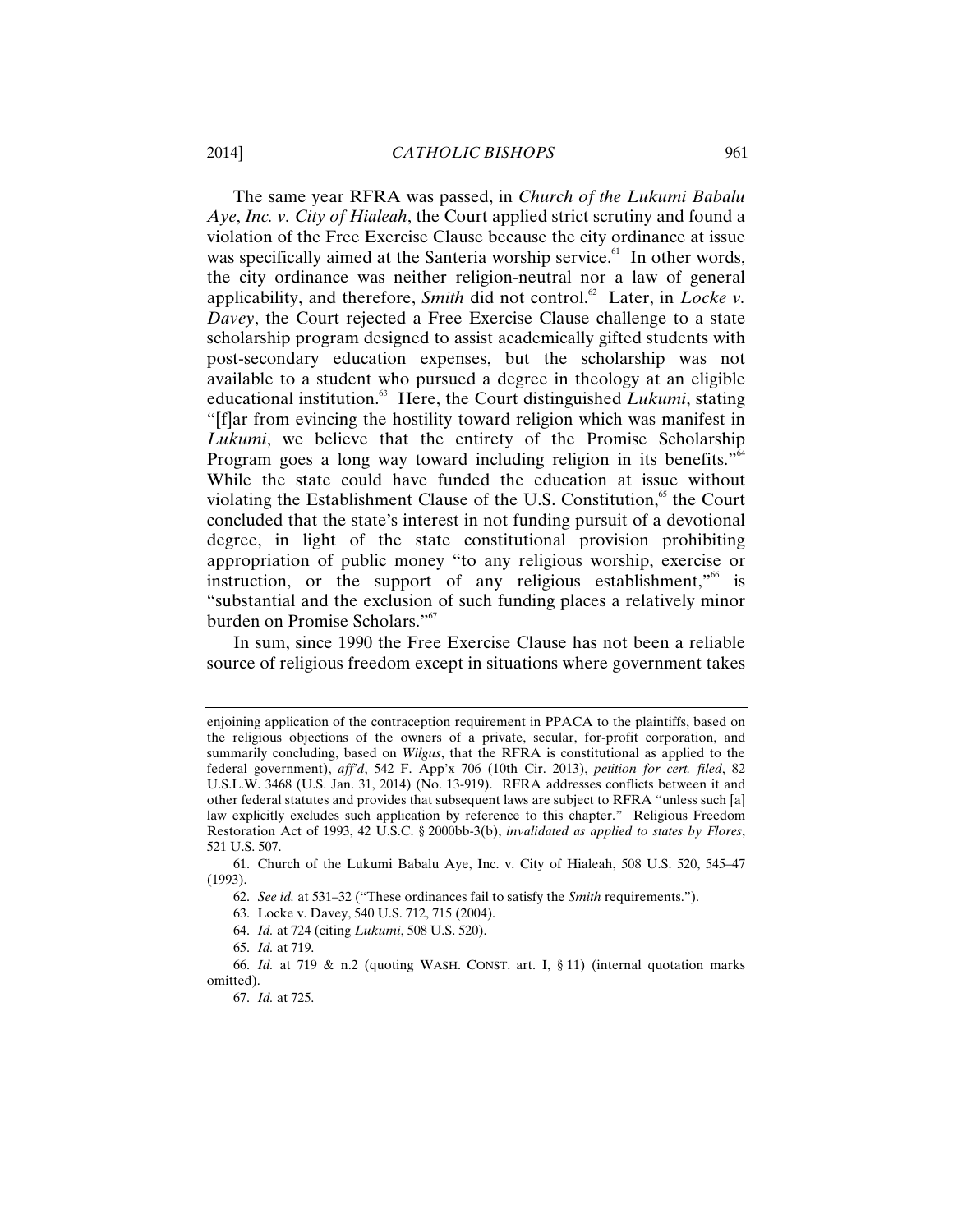The same year RFRA was passed, in *Church of the Lukumi Babalu Aye*, *Inc. v. City of Hialeah*, the Court applied strict scrutiny and found a violation of the Free Exercise Clause because the city ordinance at issue was specifically aimed at the Santeria worship service.[61] In other words, the city ordinance was neither religion-neutral nor a law of general applicability, and therefore, *Smith* did not control.[62] Later, in *Locke v. Davey*, the Court rejected a Free Exercise Clause challenge to a state scholarship program designed to assist academically gifted students with post-secondary education expenses, but the scholarship was not available to a student who pursued a degree in theology at an eligible educational institution.[63] Here, the Court distinguished *Lukumi*, stating "[f]ar from evincing the hostility toward religion which was manifest in *Lukumi*, we believe that the entirety of the Promise Scholarship Program goes a long way toward including religion in its benefits."[64] While the state could have funded the education at issue without violating the Establishment Clause of the U.S. Constitution,[65] the Court concluded that the state's interest in not funding pursuit of a devotional degree, in light of the state constitutional provision prohibiting appropriation of public money "to any religious worship, exercise or instruction, or the support of any religious establishment,"[66] is "substantial and the exclusion of such funding places a relatively minor burden on Promise Scholars."[67]

In sum, since 1990 the Free Exercise Clause has not been a reliable source of religious freedom except in situations where government takes

---

enjoining application of the contraception requirement in PPACA to the plaintiffs, based on the religious objections of the owners of a private, secular, for-profit corporation, and summarily concluding, based on *Wilgus*, that the RFRA is constitutional as applied to the federal government), *aff'd*, 542 F. App'x 706 (10th Cir. 2013), *petition for cert. filed*, 82 U.S.L.W. 3468 (U.S. Jan. 31, 2014) (No. 13-919). RFRA addresses conflicts between it and other federal statutes and provides that subsequent laws are subject to RFRA "unless such [a] law explicitly excludes such application by reference to this chapter." Religious Freedom Restoration Act of 1993, 42 U.S.C. § 2000bb-3(b), *invalidated as applied to states by Flores*, 521 U.S. 507.

61. Church of the Lukumi Babalu Aye, Inc. v. City of Hialeah, 508 U.S. 520, 545–47 (1993).

62. *See id.* at 531–32 ("These ordinances fail to satisfy the *Smith* requirements.").

63. Locke v. Davey, 540 U.S. 712, 715 (2004).

64. *Id.* at 724 (citing *Lukumi*, 508 U.S. 520).

65. *Id.* at 719.

66. *Id.* at 719 & n.2 (quoting WASH. CONST. art. I, § 11) (internal quotation marks omitted).

67. *Id.* at 725.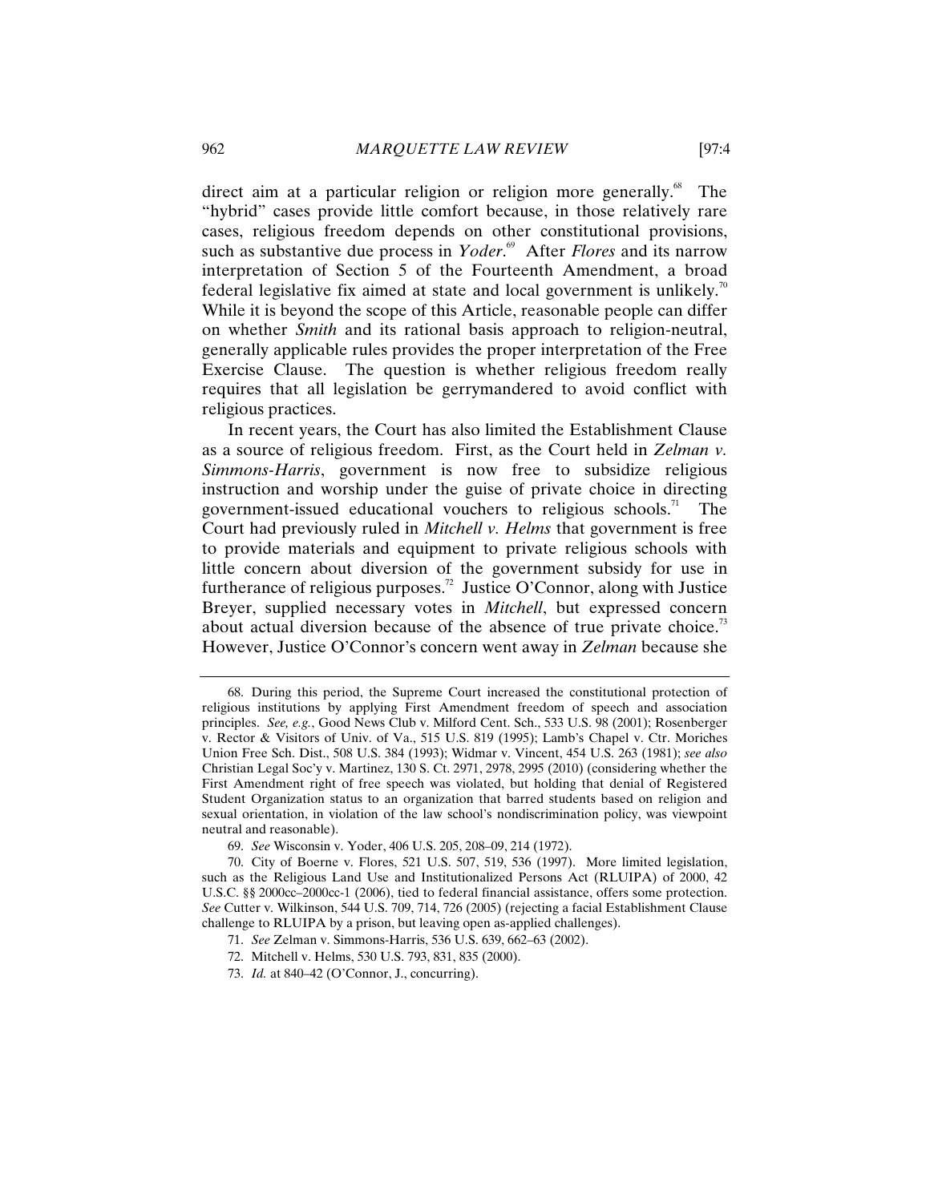direct aim at a particular religion or religion more generally.[68] The "hybrid" cases provide little comfort because, in those relatively rare cases, religious freedom depends on other constitutional provisions, such as substantive due process in *Yoder*.[69] After *Flores* and its narrow interpretation of Section 5 of the Fourteenth Amendment, a broad federal legislative fix aimed at state and local government is unlikely.[70] While it is beyond the scope of this Article, reasonable people can differ on whether *Smith* and its rational basis approach to religion-neutral, generally applicable rules provides the proper interpretation of the Free Exercise Clause. The question is whether religious freedom really requires that all legislation be gerrymandered to avoid conflict with religious practices.

In recent years, the Court has also limited the Establishment Clause as a source of religious freedom. First, as the Court held in *Zelman v. Simmons-Harris*, government is now free to subsidize religious instruction and worship under the guise of private choice in directing government-issued educational vouchers to religious schools.[71] The Court had previously ruled in *Mitchell v. Helms* that government is free to provide materials and equipment to private religious schools with little concern about diversion of the government subsidy for use in furtherance of religious purposes.[72] Justice O'Connor, along with Justice Breyer, supplied necessary votes in *Mitchell*, but expressed concern about actual diversion because of the absence of true private choice.[73] However, Justice O'Connor's concern went away in *Zelman* because she

---

68. During this period, the Supreme Court increased the constitutional protection of religious institutions by applying First Amendment freedom of speech and association principles. *See, e.g.*, Good News Club v. Milford Cent. Sch., 533 U.S. 98 (2001); Rosenberger v. Rector & Visitors of Univ. of Va., 515 U.S. 819 (1995); Lamb's Chapel v. Ctr. Moriches Union Free Sch. Dist., 508 U.S. 384 (1993); Widmar v. Vincent, 454 U.S. 263 (1981); *see also* Christian Legal Soc'y v. Martinez, 130 S. Ct. 2971, 2978, 2995 (2010) (considering whether the First Amendment right of free speech was violated, but holding that denial of Registered Student Organization status to an organization that barred students based on religion and sexual orientation, in violation of the law school's nondiscrimination policy, was viewpoint neutral and reasonable).

69. *See* Wisconsin v. Yoder, 406 U.S. 205, 208–09, 214 (1972).

70. City of Boerne v. Flores, 521 U.S. 507, 519, 536 (1997). More limited legislation, such as the Religious Land Use and Institutionalized Persons Act (RLUIPA) of 2000, 42 U.S.C. §§ 2000cc–2000cc-1 (2006), tied to federal financial assistance, offers some protection. *See* Cutter v. Wilkinson, 544 U.S. 709, 714, 726 (2005) (rejecting a facial Establishment Clause challenge to RLUIPA by a prison, but leaving open as-applied challenges).

71. *See* Zelman v. Simmons-Harris, 536 U.S. 639, 662–63 (2002).

72. Mitchell v. Helms, 530 U.S. 793, 831, 835 (2000).

73. *Id.* at 840–42 (O'Connor, J., concurring).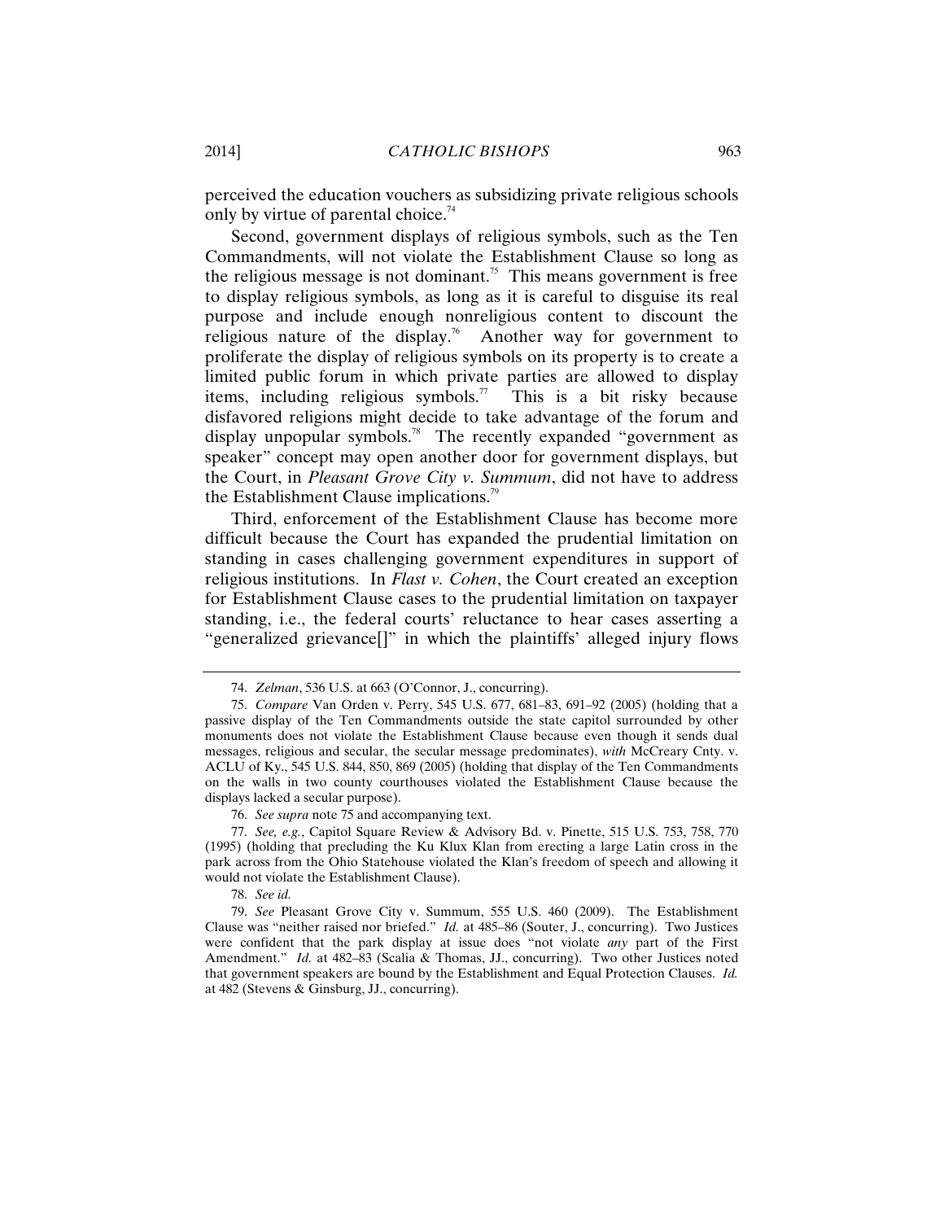perceived the education vouchers as subsidizing private religious schools only by virtue of parental choice.[74]

Second, government displays of religious symbols, such as the Ten Commandments, will not violate the Establishment Clause so long as the religious message is not dominant.[75] This means government is free to display religious symbols, as long as it is careful to disguise its real purpose and include enough nonreligious content to discount the religious nature of the display.[76] Another way for government to proliferate the display of religious symbols on its property is to create a limited public forum in which private parties are allowed to display items, including religious symbols.[77] This is a bit risky because disfavored religions might decide to take advantage of the forum and display unpopular symbols.[78] The recently expanded "government as speaker" concept may open another door for government displays, but the Court, in *Pleasant Grove City v. Summum*, did not have to address the Establishment Clause implications.[79]

Third, enforcement of the Establishment Clause has become more difficult because the Court has expanded the prudential limitation on standing in cases challenging government expenditures in support of religious institutions. In *Flast v. Cohen*, the Court created an exception for Establishment Clause cases to the prudential limitation on taxpayer standing, i.e., the federal courts' reluctance to hear cases asserting a "generalized grievance[]" in which the plaintiffs' alleged injury flows

---

74. *Zelman*, 536 U.S. at 663 (O'Connor, J., concurring).

75. *Compare* Van Orden v. Perry, 545 U.S. 677, 681–83, 691–92 (2005) (holding that a passive display of the Ten Commandments outside the state capitol surrounded by other monuments does not violate the Establishment Clause because even though it sends dual messages, religious and secular, the secular message predominates), *with* McCreary Cnty. v. ACLU of Ky., 545 U.S. 844, 850, 869 (2005) (holding that display of the Ten Commandments on the walls in two county courthouses violated the Establishment Clause because the displays lacked a secular purpose).

76. *See supra* note 75 and accompanying text.

77. *See, e.g.*, Capitol Square Review & Advisory Bd. v. Pinette, 515 U.S. 753, 758, 770 (1995) (holding that precluding the Ku Klux Klan from erecting a large Latin cross in the park across from the Ohio Statehouse violated the Klan's freedom of speech and allowing it would not violate the Establishment Clause).

78. *See id.*

79. *See* Pleasant Grove City v. Summum, 555 U.S. 460 (2009). The Establishment Clause was "neither raised nor briefed." *Id.* at 485–86 (Souter, J., concurring). Two Justices were confident that the park display at issue does "not violate *any* part of the First Amendment." *Id.* at 482–83 (Scalia & Thomas, JJ., concurring). Two other Justices noted that government speakers are bound by the Establishment and Equal Protection Clauses. *Id.* at 482 (Stevens & Ginsburg, JJ., concurring).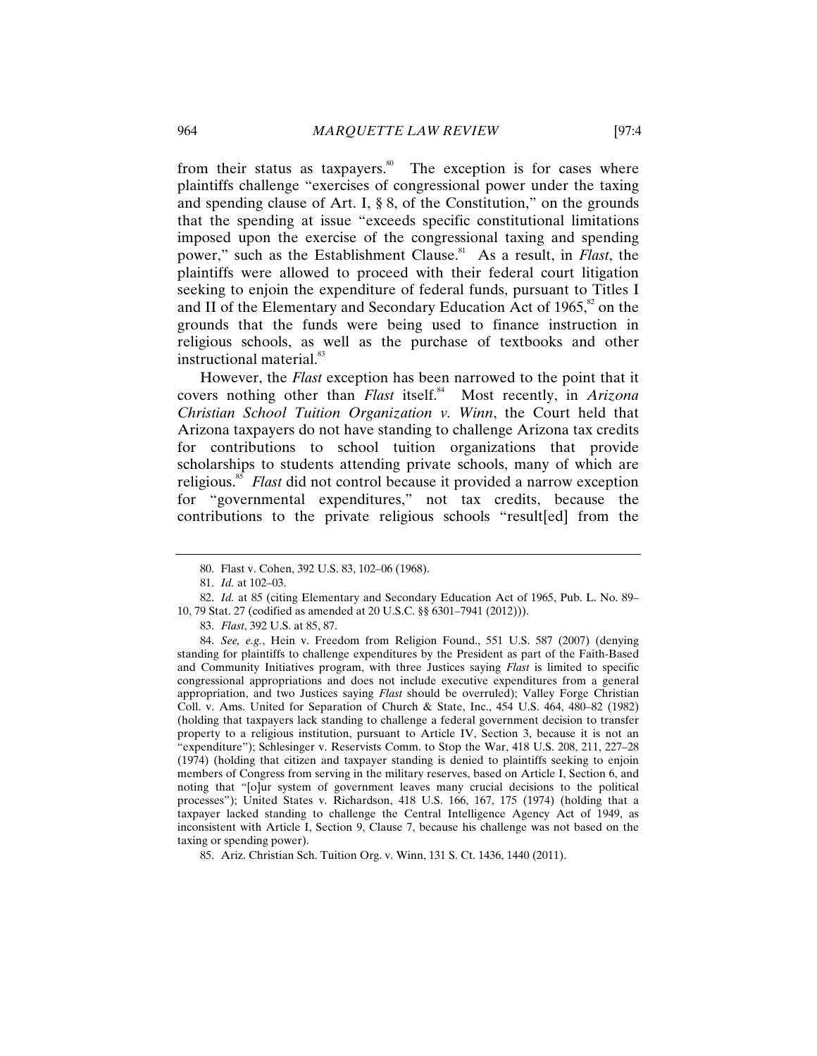from their status as taxpayers.[80] The exception is for cases where plaintiffs challenge "exercises of congressional power under the taxing and spending clause of Art. I, § 8, of the Constitution," on the grounds that the spending at issue "exceeds specific constitutional limitations imposed upon the exercise of the congressional taxing and spending power," such as the Establishment Clause.[81] As a result, in *Flast*, the plaintiffs were allowed to proceed with their federal court litigation seeking to enjoin the expenditure of federal funds, pursuant to Titles I and II of the Elementary and Secondary Education Act of 1965,[82] on the grounds that the funds were being used to finance instruction in religious schools, as well as the purchase of textbooks and other instructional material.[83]

However, the *Flast* exception has been narrowed to the point that it covers nothing other than *Flast* itself.[84] Most recently, in *Arizona Christian School Tuition Organization v. Winn*, the Court held that Arizona taxpayers do not have standing to challenge Arizona tax credits for contributions to school tuition organizations that provide scholarships to students attending private schools, many of which are religious.[85] *Flast* did not control because it provided a narrow exception for "governmental expenditures," not tax credits, because the contributions to the private religious schools "result[ed] from the

---

80. Flast v. Cohen, 392 U.S. 83, 102–06 (1968).

81. *Id.* at 102–03.

82. *Id.* at 85 (citing Elementary and Secondary Education Act of 1965, Pub. L. No. 89–10, 79 Stat. 27 (codified as amended at 20 U.S.C. §§ 6301–7941 (2012))).

83. *Flast*, 392 U.S. at 85, 87.

84. *See, e.g.*, Hein v. Freedom from Religion Found., 551 U.S. 587 (2007) (denying standing for plaintiffs to challenge expenditures by the President as part of the Faith-Based and Community Initiatives program, with three Justices saying *Flast* is limited to specific congressional appropriations and does not include executive expenditures from a general appropriation, and two Justices saying *Flast* should be overruled); Valley Forge Christian Coll. v. Ams. United for Separation of Church & State, Inc., 454 U.S. 464, 480–82 (1982) (holding that taxpayers lack standing to challenge a federal government decision to transfer property to a religious institution, pursuant to Article IV, Section 3, because it is not an "expenditure"); Schlesinger v. Reservists Comm. to Stop the War, 418 U.S. 208, 211, 227–28 (1974) (holding that citizen and taxpayer standing is denied to plaintiffs seeking to enjoin members of Congress from serving in the military reserves, based on Article I, Section 6, and noting that "[o]ur system of government leaves many crucial decisions to the political processes"); United States v. Richardson, 418 U.S. 166, 167, 175 (1974) (holding that a taxpayer lacked standing to challenge the Central Intelligence Agency Act of 1949, as inconsistent with Article I, Section 9, Clause 7, because his challenge was not based on the taxing or spending power).

85. Ariz. Christian Sch. Tuition Org. v. Winn, 131 S. Ct. 1436, 1440 (2011).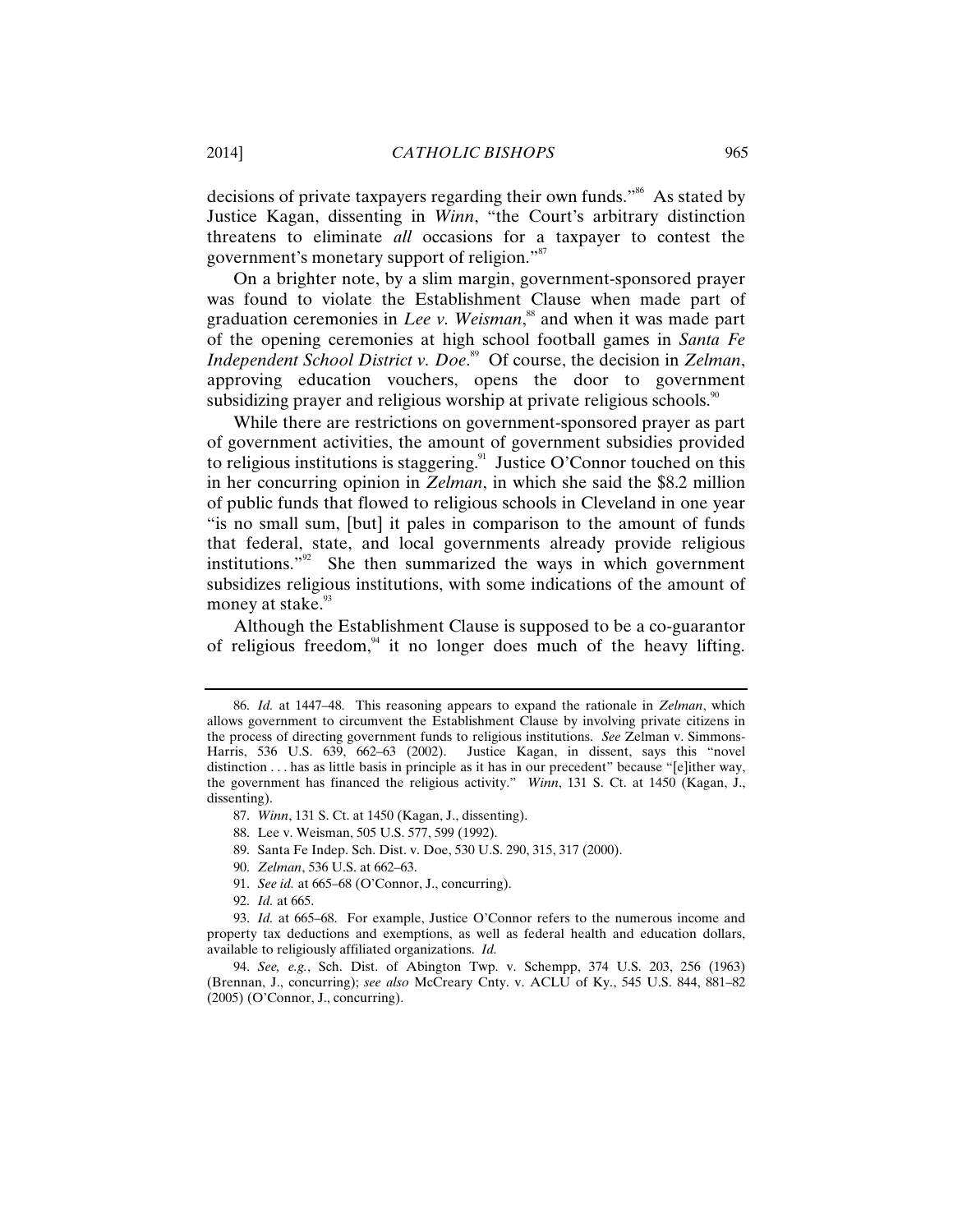decisions of private taxpayers regarding their own funds."[86] As stated by Justice Kagan, dissenting in *Winn*, "the Court's arbitrary distinction threatens to eliminate *all* occasions for a taxpayer to contest the government's monetary support of religion."[87]

On a brighter note, by a slim margin, government-sponsored prayer was found to violate the Establishment Clause when made part of graduation ceremonies in *Lee v. Weisman*,[88] and when it was made part of the opening ceremonies at high school football games in *Santa Fe Independent School District v. Doe*.[89] Of course, the decision in *Zelman*, approving education vouchers, opens the door to government subsidizing prayer and religious worship at private religious schools.[90]

While there are restrictions on government-sponsored prayer as part of government activities, the amount of government subsidies provided to religious institutions is staggering.[91] Justice O'Connor touched on this in her concurring opinion in *Zelman*, in which she said the $8.2 million of public funds that flowed to religious schools in Cleveland in one year "is no small sum, [but] it pales in comparison to the amount of funds that federal, state, and local governments already provide religious institutions."[92] She then summarized the ways in which government subsidizes religious institutions, with some indications of the amount of money at stake.[93]

Although the Establishment Clause is supposed to be a co-guarantor of religious freedom,[94] it no longer does much of the heavy lifting.

---

86. *Id.* at 1447–48. This reasoning appears to expand the rationale in *Zelman*, which allows government to circumvent the Establishment Clause by involving private citizens in the process of directing government funds to religious institutions. *See* Zelman v. Simmons-Harris, 536 U.S. 639, 662–63 (2002). Justice Kagan, in dissent, says this "novel distinction . . . has as little basis in principle as it has in our precedent" because "[e]ither way, the government has financed the religious activity." *Winn*, 131 S. Ct. at 1450 (Kagan, J., dissenting).

87. *Winn*, 131 S. Ct. at 1450 (Kagan, J., dissenting).

88. Lee v. Weisman, 505 U.S. 577, 599 (1992).

89. Santa Fe Indep. Sch. Dist. v. Doe, 530 U.S. 290, 315, 317 (2000).

90. *Zelman*, 536 U.S. at 662–63.

91. *See id.* at 665–68 (O'Connor, J., concurring).

92. *Id.* at 665.

93. *Id.* at 665–68. For example, Justice O'Connor refers to the numerous income and property tax deductions and exemptions, as well as federal health and education dollars, available to religiously affiliated organizations. *Id.*

94. *See, e.g.*, Sch. Dist. of Abington Twp. v. Schempp, 374 U.S. 203, 256 (1963) (Brennan, J., concurring); *see also* McCreary Cnty. v. ACLU of Ky., 545 U.S. 844, 881–82 (2005) (O'Connor, J., concurring).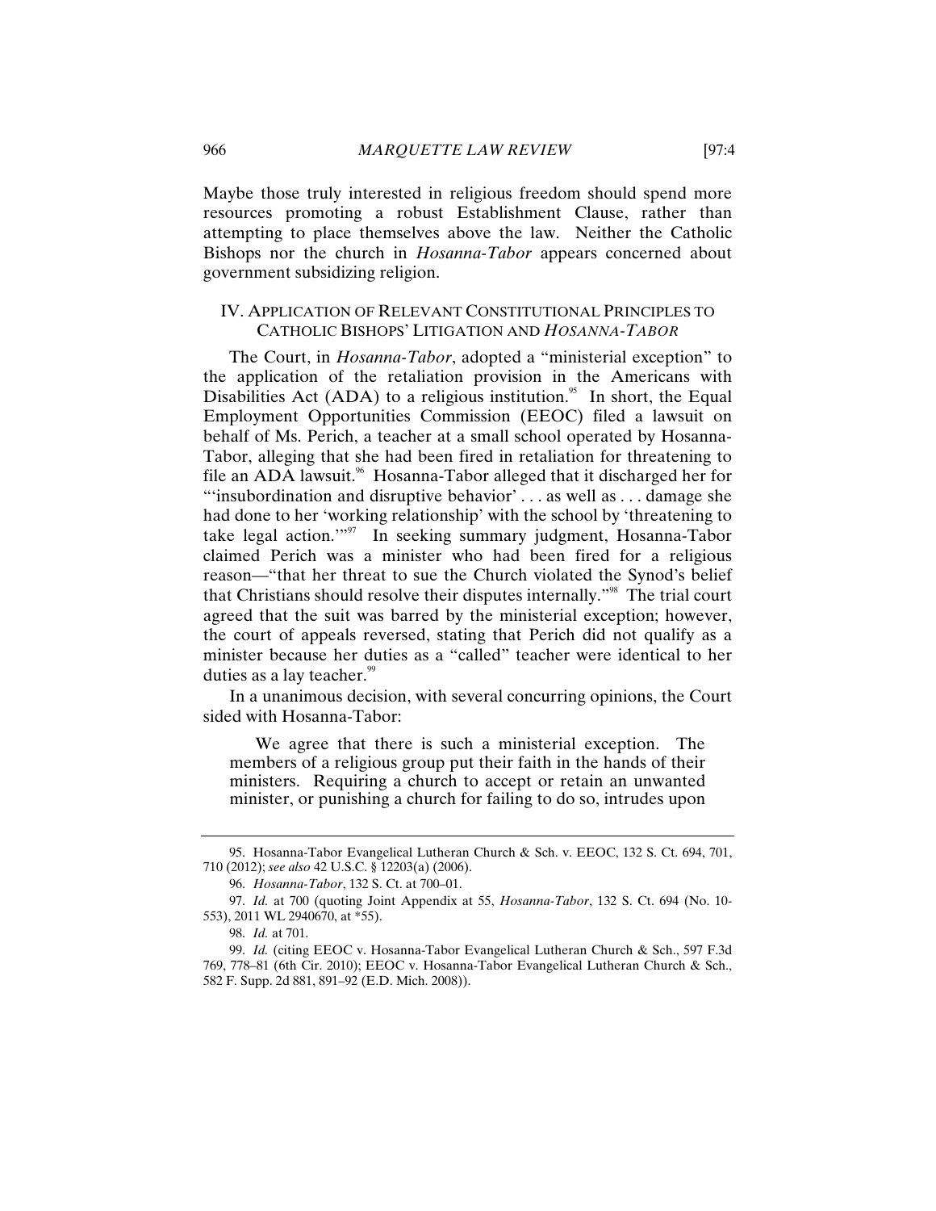Maybe those truly interested in religious freedom should spend more resources promoting a robust Establishment Clause, rather than attempting to place themselves above the law. Neither the Catholic Bishops nor the church in *Hosanna-Tabor* appears concerned about government subsidizing religion.

## IV. Application of Relevant Constitutional Principles to Catholic Bishops' Litigation and *Hosanna-Tabor*

The Court, in *Hosanna-Tabor*, adopted a "ministerial exception" to the application of the retaliation provision in the Americans with Disabilities Act (ADA) to a religious institution.[95] In short, the Equal Employment Opportunities Commission (EEOC) filed a lawsuit on behalf of Ms. Perich, a teacher at a small school operated by Hosanna-Tabor, alleging that she had been fired in retaliation for threatening to file an ADA lawsuit.[96] Hosanna-Tabor alleged that it discharged her for "'insubordination and disruptive behavior' . . . as well as . . . damage she had done to her 'working relationship' with the school by 'threatening to take legal action.'"[97] In seeking summary judgment, Hosanna-Tabor claimed Perich was a minister who had been fired for a religious reason—"that her threat to sue the Church violated the Synod's belief that Christians should resolve their disputes internally."[98] The trial court agreed that the suit was barred by the ministerial exception; however, the court of appeals reversed, stating that Perich did not qualify as a minister because her duties as a "called" teacher were identical to her duties as a lay teacher.[99]

In a unanimous decision, with several concurring opinions, the Court sided with Hosanna-Tabor:

> We agree that there is such a ministerial exception. The members of a religious group put their faith in the hands of their ministers. Requiring a church to accept or retain an unwanted minister, or punishing a church for failing to do so, intrudes upon

---

95. Hosanna-Tabor Evangelical Lutheran Church & Sch. v. EEOC, 132 S. Ct. 694, 701, 710 (2012); *see also* 42 U.S.C. § 12203(a) (2006).

96. *Hosanna-Tabor*, 132 S. Ct. at 700–01.

97. *Id.* at 700 (quoting Joint Appendix at 55, *Hosanna-Tabor*, 132 S. Ct. 694 (No. 10-553), 2011 WL 2940670, at *55).

98. *Id.* at 701.

99. *Id.* (citing EEOC v. Hosanna-Tabor Evangelical Lutheran Church & Sch., 597 F.3d 769, 778–81 (6th Cir. 2010); EEOC v. Hosanna-Tabor Evangelical Lutheran Church & Sch., 582 F. Supp. 2d 881, 891–92 (E.D. Mich. 2008)).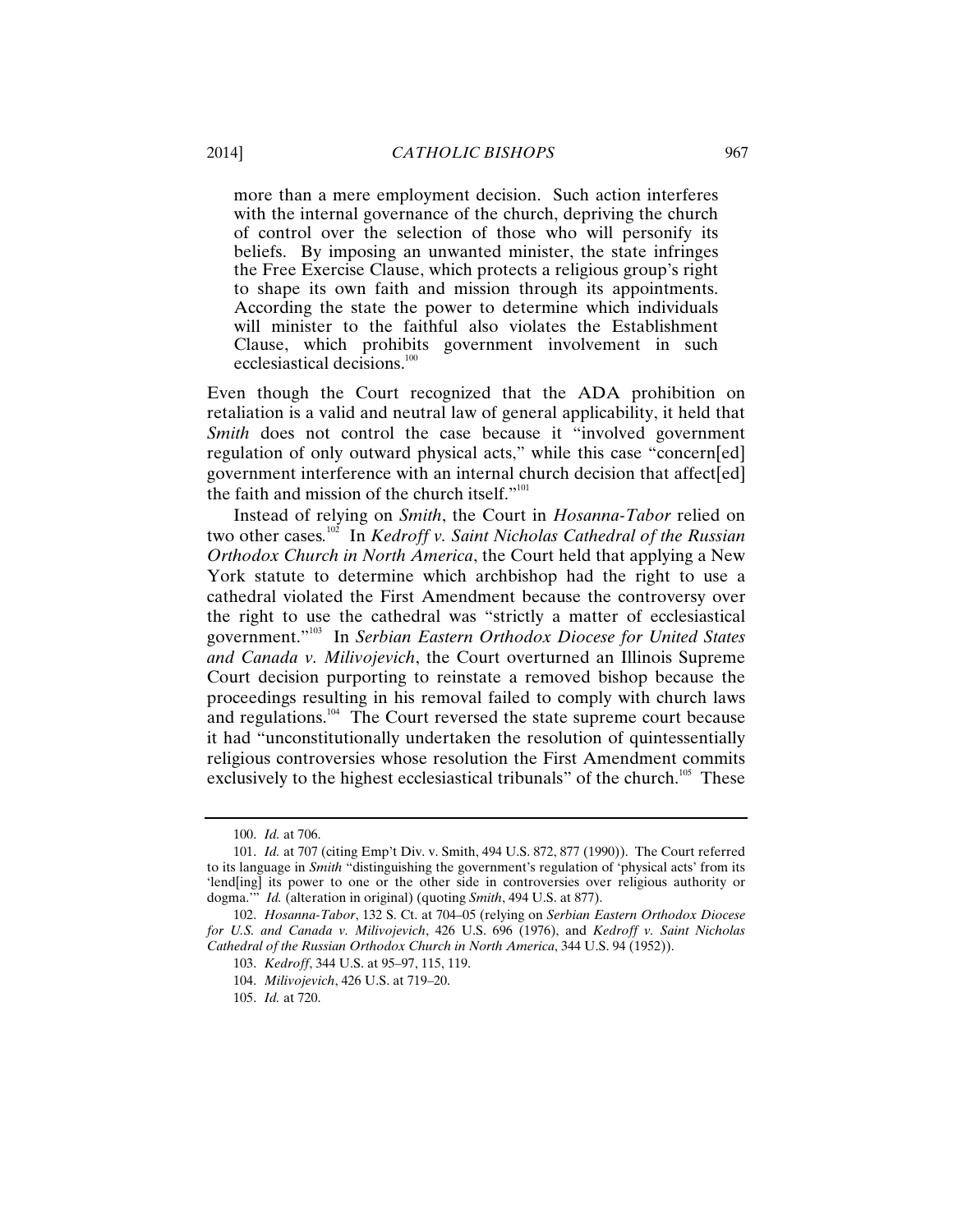> more than a mere employment decision. Such action interferes with the internal governance of the church, depriving the church of control over the selection of those who will personify its beliefs. By imposing an unwanted minister, the state infringes the Free Exercise Clause, which protects a religious group's right to shape its own faith and mission through its appointments. According the state the power to determine which individuals will minister to the faithful also violates the Establishment Clause, which prohibits government involvement in such ecclesiastical decisions.[100]

Even though the Court recognized that the ADA prohibition on retaliation is a valid and neutral law of general applicability, it held that *Smith* does not control the case because it "involved government regulation of only outward physical acts," while this case "concern[ed] government interference with an internal church decision that affect[ed] the faith and mission of the church itself."[101]

Instead of relying on *Smith*, the Court in *Hosanna-Tabor* relied on two other cases.[102] In *Kedroff v. Saint Nicholas Cathedral of the Russian Orthodox Church in North America*, the Court held that applying a New York statute to determine which archbishop had the right to use a cathedral violated the First Amendment because the controversy over the right to use the cathedral was "strictly a matter of ecclesiastical government."[103] In *Serbian Eastern Orthodox Diocese for United States and Canada v. Milivojevich*, the Court overturned an Illinois Supreme Court decision purporting to reinstate a removed bishop because the proceedings resulting in his removal failed to comply with church laws and regulations.[104] The Court reversed the state supreme court because it had "unconstitutionally undertaken the resolution of quintessentially religious controversies whose resolution the First Amendment commits exclusively to the highest ecclesiastical tribunals" of the church.[105] These

---

100. *Id.* at 706.

101. *Id.* at 707 (citing Emp't Div. v. Smith, 494 U.S. 872, 877 (1990)). The Court referred to its language in *Smith* "distinguishing the government's regulation of 'physical acts' from its 'lend[ing] its power to one or the other side in controversies over religious authority or dogma.'" *Id.* (alteration in original) (quoting *Smith*, 494 U.S. at 877).

102. *Hosanna-Tabor*, 132 S. Ct. at 704–05 (relying on *Serbian Eastern Orthodox Diocese for U.S. and Canada v. Milivojevich*, 426 U.S. 696 (1976), and *Kedroff v. Saint Nicholas Cathedral of the Russian Orthodox Church in North America*, 344 U.S. 94 (1952)).

103. *Kedroff*, 344 U.S. at 95–97, 115, 119.

104. *Milivojevich*, 426 U.S. at 719–20.

105. *Id.* at 720.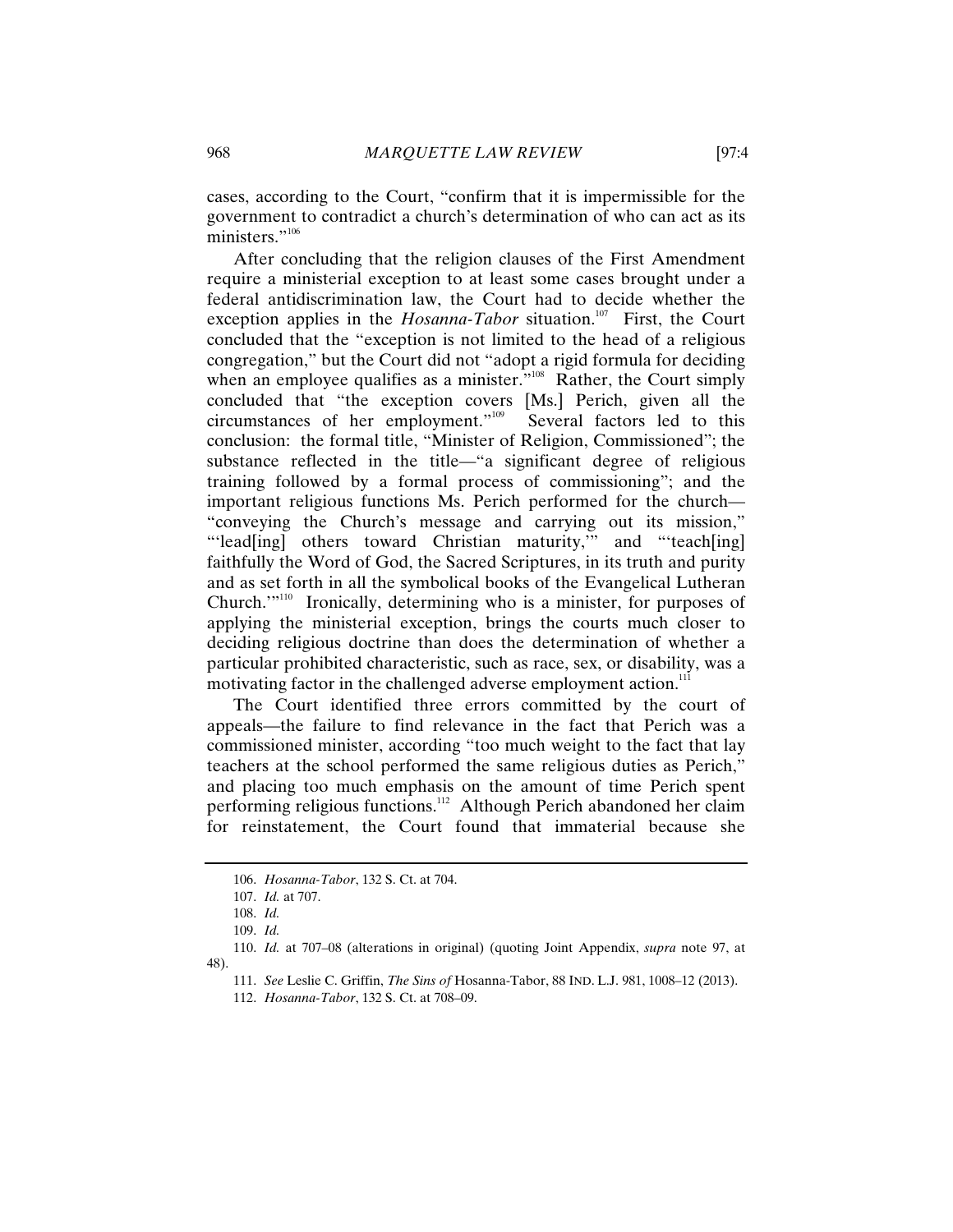cases, according to the Court, "confirm that it is impermissible for the government to contradict a church's determination of who can act as its ministers."[106]

After concluding that the religion clauses of the First Amendment require a ministerial exception to at least some cases brought under a federal antidiscrimination law, the Court had to decide whether the exception applies in the *Hosanna-Tabor* situation.[107] First, the Court concluded that the "exception is not limited to the head of a religious congregation," but the Court did not "adopt a rigid formula for deciding when an employee qualifies as a minister."[108] Rather, the Court simply concluded that "the exception covers [Ms.] Perich, given all the circumstances of her employment."[109] Several factors led to this conclusion: the formal title, "Minister of Religion, Commissioned"; the substance reflected in the title—"a significant degree of religious training followed by a formal process of commissioning"; and the important religious functions Ms. Perich performed for the church—"conveying the Church's message and carrying out its mission," "'lead[ing] others toward Christian maturity,'" and "'teach[ing] faithfully the Word of God, the Sacred Scriptures, in its truth and purity and as set forth in all the symbolical books of the Evangelical Lutheran Church.'"[110] Ironically, determining who is a minister, for purposes of applying the ministerial exception, brings the courts much closer to deciding religious doctrine than does the determination of whether a particular prohibited characteristic, such as race, sex, or disability, was a motivating factor in the challenged adverse employment action.[111]

The Court identified three errors committed by the court of appeals—the failure to find relevance in the fact that Perich was a commissioned minister, according "too much weight to the fact that lay teachers at the school performed the same religious duties as Perich," and placing too much emphasis on the amount of time Perich spent performing religious functions.[112] Although Perich abandoned her claim for reinstatement, the Court found that immaterial because she

---

106. *Hosanna-Tabor*, 132 S. Ct. at 704.

107. *Id.* at 707.

108. *Id.*

109. *Id.*

110. *Id.* at 707–08 (alterations in original) (quoting Joint Appendix, *supra* note 97, at 48).

111. *See* Leslie C. Griffin, *The Sins of* Hosanna-Tabor, 88 IND. L.J. 981, 1008–12 (2013).

112. *Hosanna-Tabor*, 132 S. Ct. at 708–09.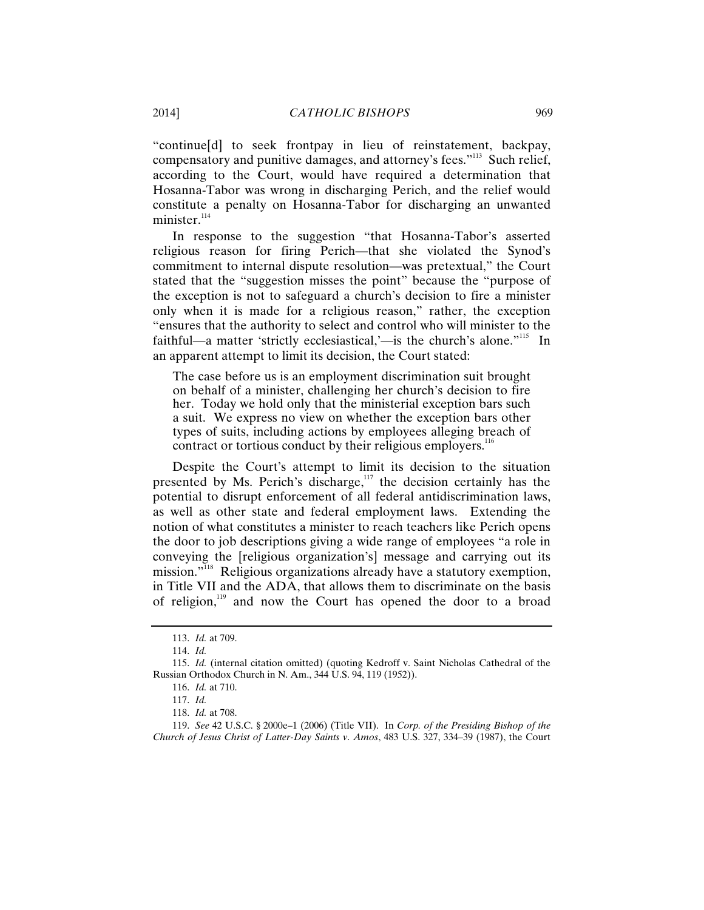"continue[d] to seek frontpay in lieu of reinstatement, backpay, compensatory and punitive damages, and attorney's fees."[113] Such relief, according to the Court, would have required a determination that Hosanna-Tabor was wrong in discharging Perich, and the relief would constitute a penalty on Hosanna-Tabor for discharging an unwanted minister.[114]

In response to the suggestion "that Hosanna-Tabor's asserted religious reason for firing Perich—that she violated the Synod's commitment to internal dispute resolution—was pretextual," the Court stated that the "suggestion misses the point" because the "purpose of the exception is not to safeguard a church's decision to fire a minister only when it is made for a religious reason," rather, the exception "ensures that the authority to select and control who will minister to the faithful—a matter 'strictly ecclesiastical,'—is the church's alone."[115] In an apparent attempt to limit its decision, the Court stated:

> The case before us is an employment discrimination suit brought on behalf of a minister, challenging her church's decision to fire her. Today we hold only that the ministerial exception bars such a suit. We express no view on whether the exception bars other types of suits, including actions by employees alleging breach of contract or tortious conduct by their religious employers.[116]

Despite the Court's attempt to limit its decision to the situation presented by Ms. Perich's discharge,[117] the decision certainly has the potential to disrupt enforcement of all federal antidiscrimination laws, as well as other state and federal employment laws. Extending the notion of what constitutes a minister to reach teachers like Perich opens the door to job descriptions giving a wide range of employees "a role in conveying the [religious organization's] message and carrying out its mission."[118] Religious organizations already have a statutory exemption, in Title VII and the ADA, that allows them to discriminate on the basis of religion,[119] and now the Court has opened the door to a broad

---

113. *Id.* at 709.

114. *Id.*

115. *Id.* (internal citation omitted) (quoting Kedroff v. Saint Nicholas Cathedral of the Russian Orthodox Church in N. Am., 344 U.S. 94, 119 (1952)).

116. *Id.* at 710.

117. *Id.*

118. *Id.* at 708.

119. *See* 42 U.S.C. § 2000e–1 (2006) (Title VII). In *Corp. of the Presiding Bishop of the Church of Jesus Christ of Latter-Day Saints v. Amos*, 483 U.S. 327, 334–39 (1987), the Court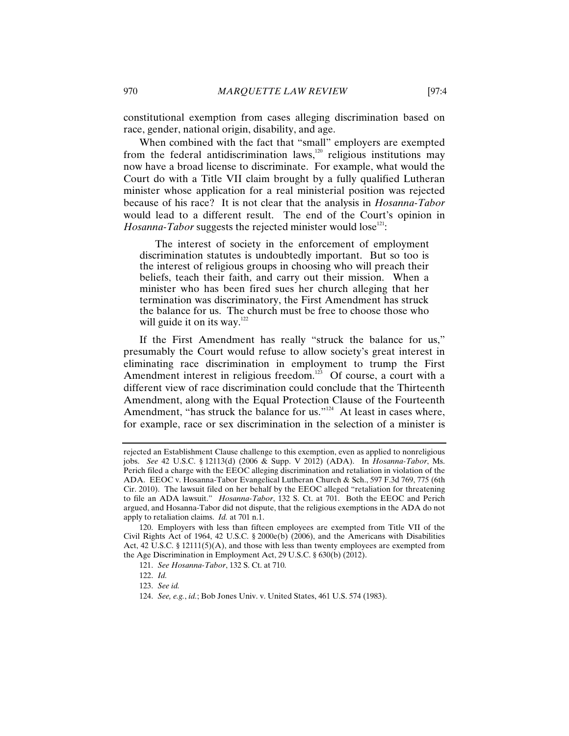constitutional exemption from cases alleging discrimination based on race, gender, national origin, disability, and age.

When combined with the fact that "small" employers are exempted from the federal antidiscrimination laws,[120] religious institutions may now have a broad license to discriminate. For example, what would the Court do with a Title VII claim brought by a fully qualified Lutheran minister whose application for a real ministerial position was rejected because of his race? It is not clear that the analysis in *Hosanna-Tabor* would lead to a different result. The end of the Court's opinion in *Hosanna-Tabor* suggests the rejected minister would lose[121]:

> The interest of society in the enforcement of employment discrimination statutes is undoubtedly important. But so too is the interest of religious groups in choosing who will preach their beliefs, teach their faith, and carry out their mission. When a minister who has been fired sues her church alleging that her termination was discriminatory, the First Amendment has struck the balance for us. The church must be free to choose those who will guide it on its way.[122]

If the First Amendment has really "struck the balance for us," presumably the Court would refuse to allow society's great interest in eliminating race discrimination in employment to trump the First Amendment interest in religious freedom.[123] Of course, a court with a different view of race discrimination could conclude that the Thirteenth Amendment, along with the Equal Protection Clause of the Fourteenth Amendment, "has struck the balance for us."[124] At least in cases where, for example, race or sex discrimination in the selection of a minister is

---

rejected an Establishment Clause challenge to this exemption, even as applied to nonreligious jobs. *See* 42 U.S.C. § 12113(d) (2006 & Supp. V 2012) (ADA). In *Hosanna-Tabor*, Ms. Perich filed a charge with the EEOC alleging discrimination and retaliation in violation of the ADA. EEOC v. Hosanna-Tabor Evangelical Lutheran Church & Sch., 597 F.3d 769, 775 (6th Cir. 2010). The lawsuit filed on her behalf by the EEOC alleged "retaliation for threatening to file an ADA lawsuit." *Hosanna-Tabor*, 132 S. Ct. at 701. Both the EEOC and Perich argued, and Hosanna-Tabor did not dispute, that the religious exemptions in the ADA do not apply to retaliation claims. *Id.* at 701 n.1.

120. Employers with less than fifteen employees are exempted from Title VII of the Civil Rights Act of 1964, 42 U.S.C. § 2000e(b) (2006), and the Americans with Disabilities Act, 42 U.S.C. § 12111(5)(A), and those with less than twenty employees are exempted from the Age Discrimination in Employment Act, 29 U.S.C. § 630(b) (2012).

121. *See Hosanna-Tabor*, 132 S. Ct. at 710.

122. *Id.*

123. *See id.*

124. *See, e.g.*, *id.*; Bob Jones Univ. v. United States, 461 U.S. 574 (1983).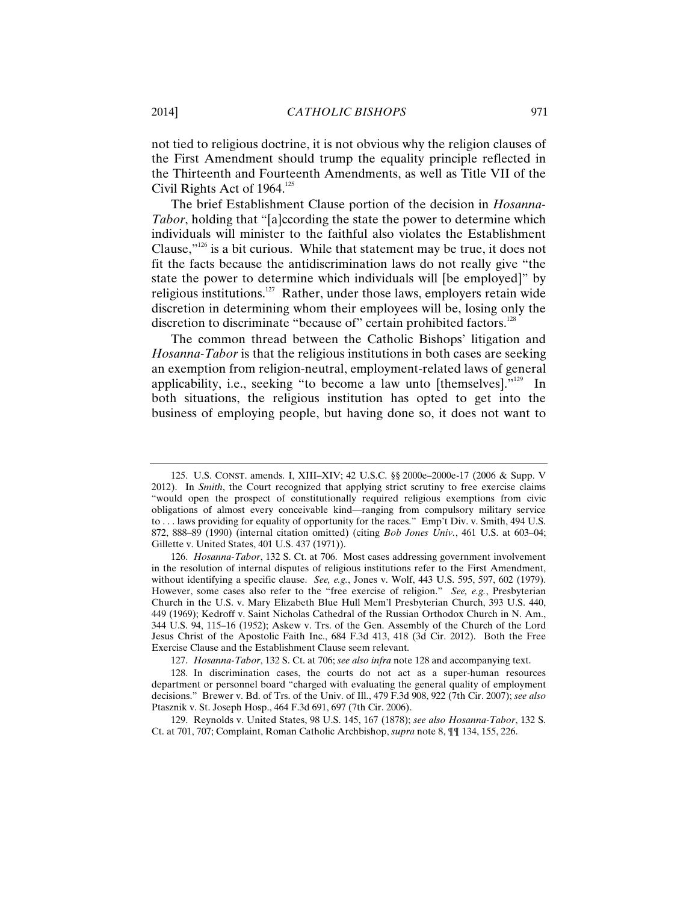not tied to religious doctrine, it is not obvious why the religion clauses of the First Amendment should trump the equality principle reflected in the Thirteenth and Fourteenth Amendments, as well as Title VII of the Civil Rights Act of 1964.[125]

The brief Establishment Clause portion of the decision in *Hosanna-Tabor*, holding that "[a]ccording the state the power to determine which individuals will minister to the faithful also violates the Establishment Clause,"[126] is a bit curious. While that statement may be true, it does not fit the facts because the antidiscrimination laws do not really give "the state the power to determine which individuals will [be employed]" by religious institutions.[127] Rather, under those laws, employers retain wide discretion in determining whom their employees will be, losing only the discretion to discriminate "because of" certain prohibited factors.[128]

The common thread between the Catholic Bishops' litigation and *Hosanna-Tabor* is that the religious institutions in both cases are seeking an exemption from religion-neutral, employment-related laws of general applicability, i.e., seeking "to become a law unto [themselves]."[129] In both situations, the religious institution has opted to get into the business of employing people, but having done so, it does not want to

---

125. U.S. CONST. amends. I, XIII–XIV; 42 U.S.C. §§ 2000e–2000e-17 (2006 & Supp. V 2012). In *Smith*, the Court recognized that applying strict scrutiny to free exercise claims "would open the prospect of constitutionally required religious exemptions from civic obligations of almost every conceivable kind—ranging from compulsory military service to . . . laws providing for equality of opportunity for the races." Emp't Div. v. Smith, 494 U.S. 872, 888–89 (1990) (internal citation omitted) (citing *Bob Jones Univ.*, 461 U.S. at 603–04; Gillette v. United States, 401 U.S. 437 (1971)).

126. *Hosanna-Tabor*, 132 S. Ct. at 706. Most cases addressing government involvement in the resolution of internal disputes of religious institutions refer to the First Amendment, without identifying a specific clause. *See, e.g.*, Jones v. Wolf, 443 U.S. 595, 597, 602 (1979). However, some cases also refer to the "free exercise of religion." *See, e.g.*, Presbyterian Church in the U.S. v. Mary Elizabeth Blue Hull Mem'l Presbyterian Church, 393 U.S. 440, 449 (1969); Kedroff v. Saint Nicholas Cathedral of the Russian Orthodox Church in N. Am., 344 U.S. 94, 115–16 (1952); Askew v. Trs. of the Gen. Assembly of the Church of the Lord Jesus Christ of the Apostolic Faith Inc., 684 F.3d 413, 418 (3d Cir. 2012). Both the Free Exercise Clause and the Establishment Clause seem relevant.

127. *Hosanna-Tabor*, 132 S. Ct. at 706; *see also infra* note 128 and accompanying text.

128. In discrimination cases, the courts do not act as a super-human resources department or personnel board "charged with evaluating the general quality of employment decisions." Brewer v. Bd. of Trs. of the Univ. of Ill., 479 F.3d 908, 922 (7th Cir. 2007); *see also* Ptasznik v. St. Joseph Hosp., 464 F.3d 691, 697 (7th Cir. 2006).

129. Reynolds v. United States, 98 U.S. 145, 167 (1878); *see also Hosanna-Tabor*, 132 S. Ct. at 701, 707; Complaint, Roman Catholic Archbishop, *supra* note 8, ¶¶ 134, 155, 226.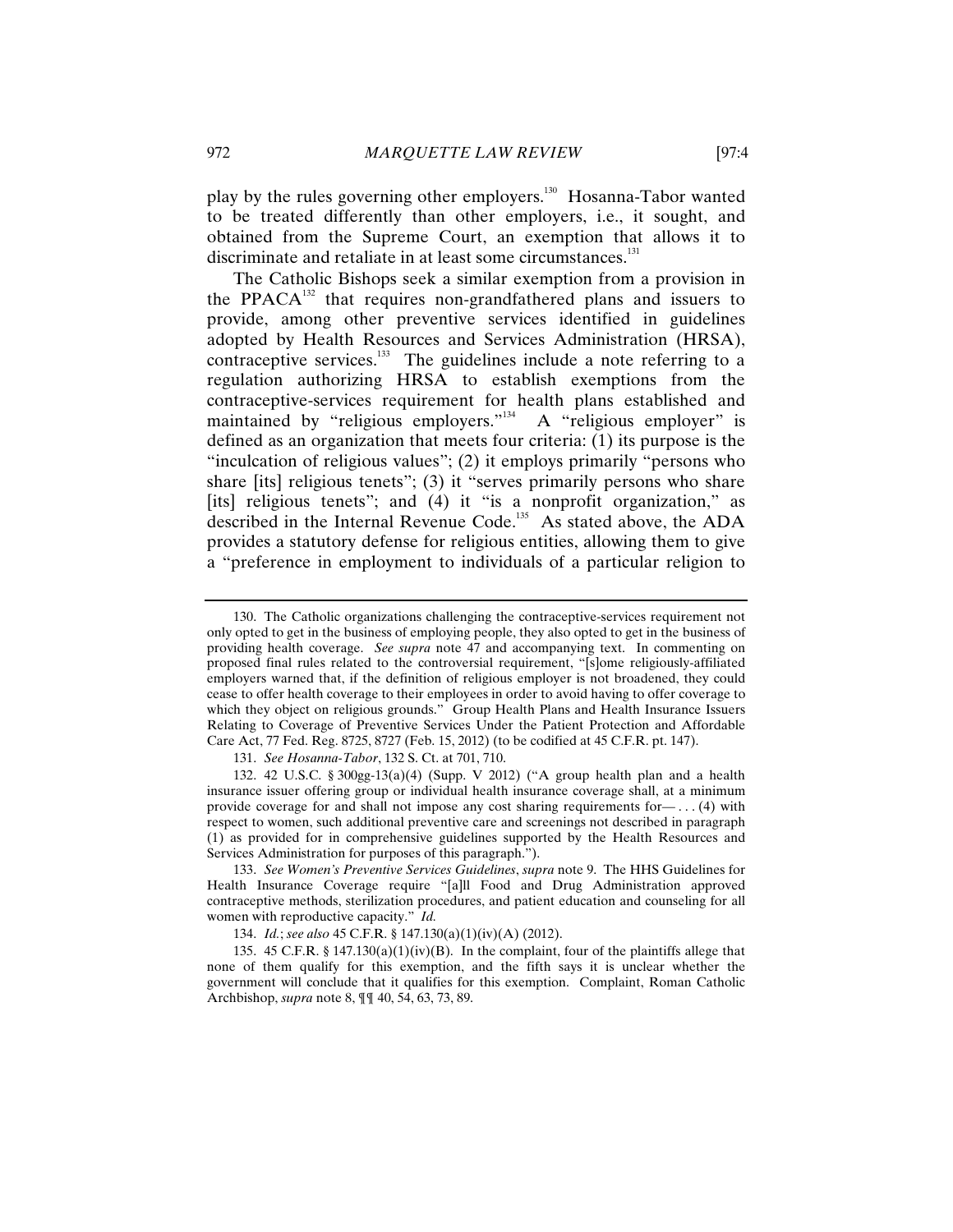play by the rules governing other employers.[130] Hosanna-Tabor wanted to be treated differently than other employers, i.e., it sought, and obtained from the Supreme Court, an exemption that allows it to discriminate and retaliate in at least some circumstances.[131]

The Catholic Bishops seek a similar exemption from a provision in the PPACA[132] that requires non-grandfathered plans and issuers to provide, among other preventive services identified in guidelines adopted by Health Resources and Services Administration (HRSA), contraceptive services.[133] The guidelines include a note referring to a regulation authorizing HRSA to establish exemptions from the contraceptive-services requirement for health plans established and maintained by "religious employers."[134] A "religious employer" is defined as an organization that meets four criteria: (1) its purpose is the "inculcation of religious values"; (2) it employs primarily "persons who share [its] religious tenets"; (3) it "serves primarily persons who share [its] religious tenets"; and (4) it "is a nonprofit organization," as described in the Internal Revenue Code.[135] As stated above, the ADA provides a statutory defense for religious entities, allowing them to give a "preference in employment to individuals of a particular religion to

---

130. The Catholic organizations challenging the contraceptive-services requirement not only opted to get in the business of employing people, they also opted to get in the business of providing health coverage. *See supra* note 47 and accompanying text. In commenting on proposed final rules related to the controversial requirement, "[s]ome religiously-affiliated employers warned that, if the definition of religious employer is not broadened, they could cease to offer health coverage to their employees in order to avoid having to offer coverage to which they object on religious grounds." Group Health Plans and Health Insurance Issuers Relating to Coverage of Preventive Services Under the Patient Protection and Affordable Care Act, 77 Fed. Reg. 8725, 8727 (Feb. 15, 2012) (to be codified at 45 C.F.R. pt. 147).

131. *See Hosanna-Tabor*, 132 S. Ct. at 701, 710.

132. 42 U.S.C. § 300gg-13(a)(4) (Supp. V 2012) ("A group health plan and a health insurance issuer offering group or individual health insurance coverage shall, at a minimum provide coverage for and shall not impose any cost sharing requirements for— . . . (4) with respect to women, such additional preventive care and screenings not described in paragraph (1) as provided for in comprehensive guidelines supported by the Health Resources and Services Administration for purposes of this paragraph.").

133. *See Women's Preventive Services Guidelines*, *supra* note 9. The HHS Guidelines for Health Insurance Coverage require "[a]ll Food and Drug Administration approved contraceptive methods, sterilization procedures, and patient education and counseling for all women with reproductive capacity." *Id.*

134. *Id.*; *see also* 45 C.F.R. § 147.130(a)(1)(iv)(A) (2012).

135. 45 C.F.R. § 147.130(a)(1)(iv)(B). In the complaint, four of the plaintiffs allege that none of them qualify for this exemption, and the fifth says it is unclear whether the government will conclude that it qualifies for this exemption. Complaint, Roman Catholic Archbishop, *supra* note 8, ¶¶ 40, 54, 63, 73, 89.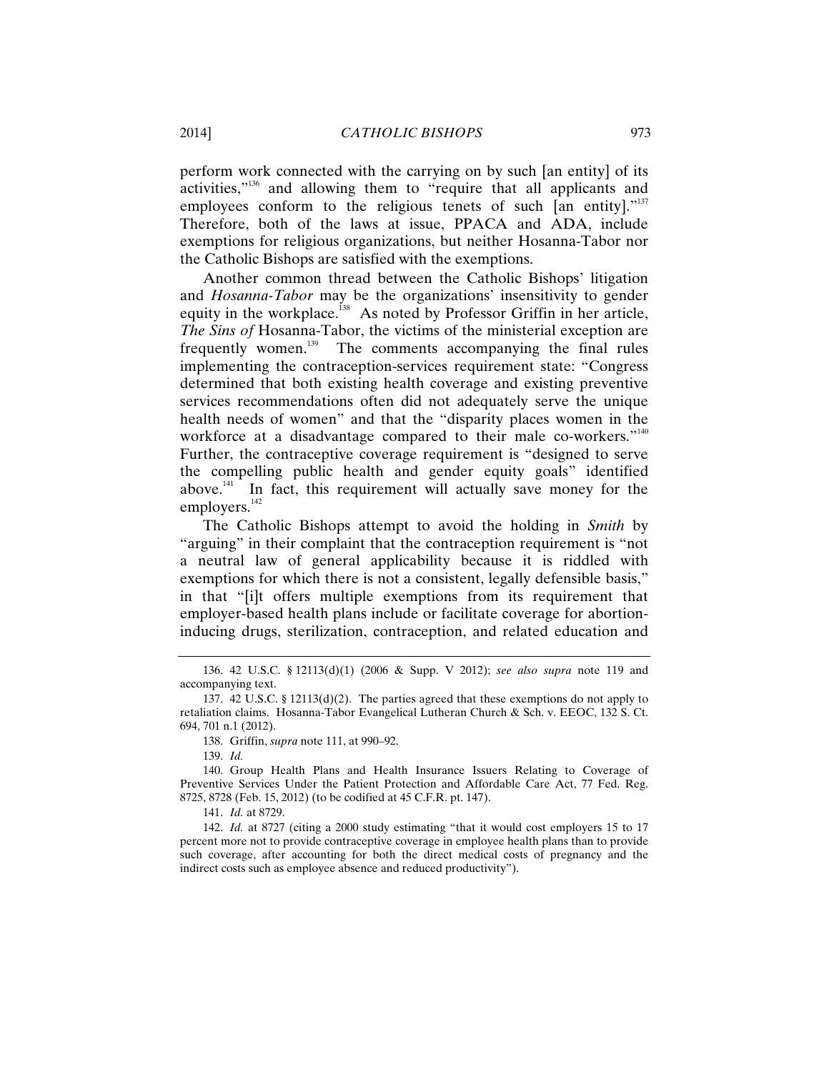perform work connected with the carrying on by such [an entity] of its activities,"[136] and allowing them to "require that all applicants and employees conform to the religious tenets of such [an entity]."[137] Therefore, both of the laws at issue, PPACA and ADA, include exemptions for religious organizations, but neither Hosanna-Tabor nor the Catholic Bishops are satisfied with the exemptions.

Another common thread between the Catholic Bishops' litigation and *Hosanna-Tabor* may be the organizations' insensitivity to gender equity in the workplace.[138] As noted by Professor Griffin in her article, *The Sins of* Hosanna-Tabor, the victims of the ministerial exception are frequently women.[139] The comments accompanying the final rules implementing the contraception-services requirement state: "Congress determined that both existing health coverage and existing preventive services recommendations often did not adequately serve the unique health needs of women" and that the "disparity places women in the workforce at a disadvantage compared to their male co-workers."[140] Further, the contraceptive coverage requirement is "designed to serve the compelling public health and gender equity goals" identified above.[141] In fact, this requirement will actually save money for the employers.[142]

The Catholic Bishops attempt to avoid the holding in *Smith* by "arguing" in their complaint that the contraception requirement is "not a neutral law of general applicability because it is riddled with exemptions for which there is not a consistent, legally defensible basis," in that "[i]t offers multiple exemptions from its requirement that employer-based health plans include or facilitate coverage for abortion-inducing drugs, sterilization, contraception, and related education and

---

136. 42 U.S.C. § 12113(d)(1) (2006 & Supp. V 2012); *see also supra* note 119 and accompanying text.

137. 42 U.S.C. § 12113(d)(2). The parties agreed that these exemptions do not apply to retaliation claims. Hosanna-Tabor Evangelical Lutheran Church & Sch. v. EEOC, 132 S. Ct. 694, 701 n.1 (2012).

138. Griffin, *supra* note 111, at 990–92.

139. *Id.*

140. Group Health Plans and Health Insurance Issuers Relating to Coverage of Preventive Services Under the Patient Protection and Affordable Care Act, 77 Fed. Reg. 8725, 8728 (Feb. 15, 2012) (to be codified at 45 C.F.R. pt. 147).

141. *Id.* at 8729.

142. *Id.* at 8727 (citing a 2000 study estimating "that it would cost employers 15 to 17 percent more not to provide contraceptive coverage in employee health plans than to provide such coverage, after accounting for both the direct medical costs of pregnancy and the indirect costs such as employee absence and reduced productivity").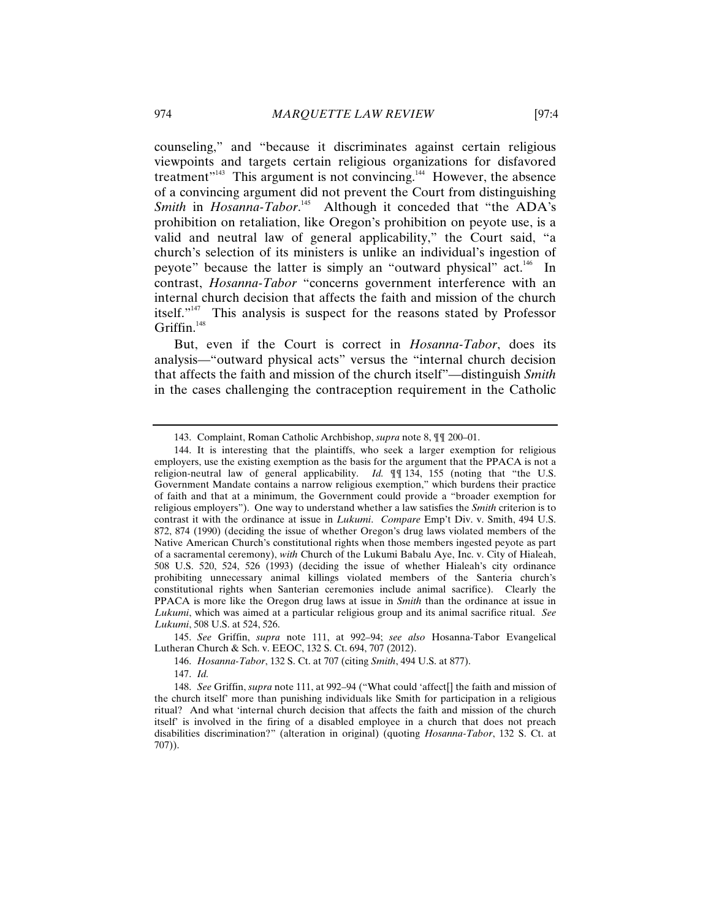counseling," and "because it discriminates against certain religious viewpoints and targets certain religious organizations for disfavored treatment"[143] This argument is not convincing.[144] However, the absence of a convincing argument did not prevent the Court from distinguishing *Smith* in *Hosanna-Tabor*.[145] Although it conceded that "the ADA's prohibition on retaliation, like Oregon's prohibition on peyote use, is a valid and neutral law of general applicability," the Court said, "a church's selection of its ministers is unlike an individual's ingestion of peyote" because the latter is simply an "outward physical" act.[146] In contrast, *Hosanna-Tabor* "concerns government interference with an internal church decision that affects the faith and mission of the church itself."[147] This analysis is suspect for the reasons stated by Professor Griffin.[148]

But, even if the Court is correct in *Hosanna-Tabor*, does its analysis—"outward physical acts" versus the "internal church decision that affects the faith and mission of the church itself"—distinguish *Smith* in the cases challenging the contraception requirement in the Catholic

---

143. Complaint, Roman Catholic Archbishop, *supra* note 8, ¶¶ 200–01.

144. It is interesting that the plaintiffs, who seek a larger exemption for religious employers, use the existing exemption as the basis for the argument that the PPACA is not a religion-neutral law of general applicability. *Id.* ¶¶ 134, 155 (noting that "the U.S. Government Mandate contains a narrow religious exemption," which burdens their practice of faith and that at a minimum, the Government could provide a "broader exemption for religious employers"). One way to understand whether a law satisfies the *Smith* criterion is to contrast it with the ordinance at issue in *Lukumi*. *Compare* Emp't Div. v. Smith, 494 U.S. 872, 874 (1990) (deciding the issue of whether Oregon's drug laws violated members of the Native American Church's constitutional rights when those members ingested peyote as part of a sacramental ceremony), *with* Church of the Lukumi Babalu Aye, Inc. v. City of Hialeah, 508 U.S. 520, 524, 526 (1993) (deciding the issue of whether Hialeah's city ordinance prohibiting unnecessary animal killings violated members of the Santeria church's constitutional rights when Santerian ceremonies include animal sacrifice). Clearly the PPACA is more like the Oregon drug laws at issue in *Smith* than the ordinance at issue in *Lukumi*, which was aimed at a particular religious group and its animal sacrifice ritual. *See Lukumi*, 508 U.S. at 524, 526.

145. *See* Griffin, *supra* note 111, at 992–94; *see also* Hosanna-Tabor Evangelical Lutheran Church & Sch. v. EEOC, 132 S. Ct. 694, 707 (2012).

146. *Hosanna-Tabor*, 132 S. Ct. at 707 (citing *Smith*, 494 U.S. at 877).

147. *Id.*

148. *See* Griffin, *supra* note 111, at 992–94 ("What could 'affect[] the faith and mission of the church itself' more than punishing individuals like Smith for participation in a religious ritual? And what 'internal church decision that affects the faith and mission of the church itself' is involved in the firing of a disabled employee in a church that does not preach disabilities discrimination?" (alteration in original) (quoting *Hosanna-Tabor*, 132 S. Ct. at 707)).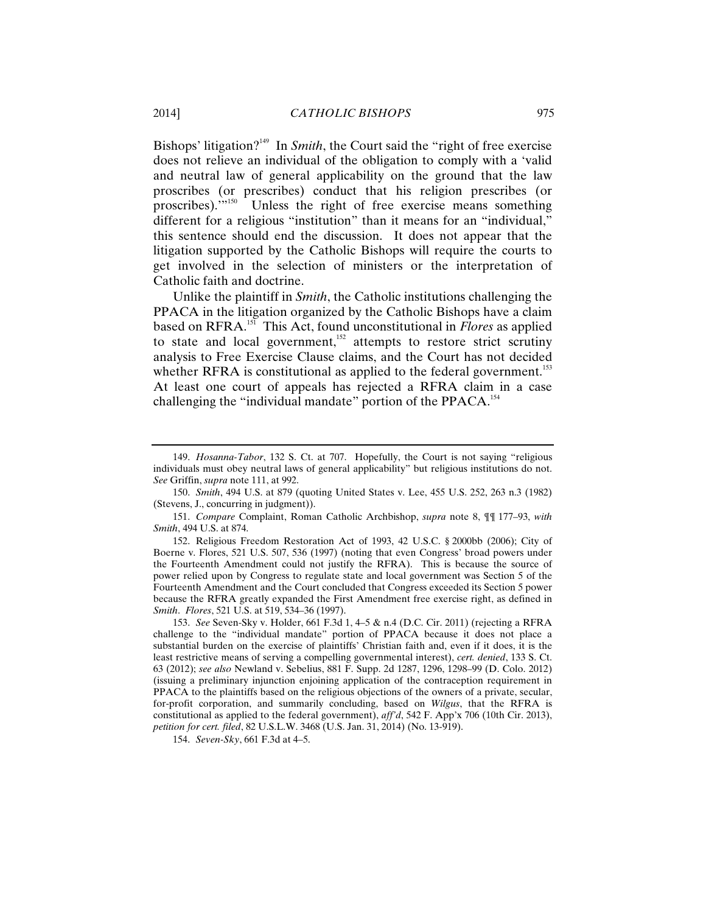Bishops' litigation?[149] In *Smith*, the Court said the "right of free exercise does not relieve an individual of the obligation to comply with a 'valid and neutral law of general applicability on the ground that the law proscribes (or prescribes) conduct that his religion prescribes (or proscribes).'"[150] Unless the right of free exercise means something different for a religious "institution" than it means for an "individual," this sentence should end the discussion. It does not appear that the litigation supported by the Catholic Bishops will require the courts to get involved in the selection of ministers or the interpretation of Catholic faith and doctrine.

Unlike the plaintiff in *Smith*, the Catholic institutions challenging the PPACA in the litigation organized by the Catholic Bishops have a claim based on RFRA.[151] This Act, found unconstitutional in *Flores* as applied to state and local government,[152] attempts to restore strict scrutiny analysis to Free Exercise Clause claims, and the Court has not decided whether RFRA is constitutional as applied to the federal government.[153] At least one court of appeals has rejected a RFRA claim in a case challenging the "individual mandate" portion of the PPACA.[154]

---

149. *Hosanna-Tabor*, 132 S. Ct. at 707. Hopefully, the Court is not saying "religious individuals must obey neutral laws of general applicability" but religious institutions do not. *See* Griffin, *supra* note 111, at 992.

150. *Smith*, 494 U.S. at 879 (quoting United States v. Lee, 455 U.S. 252, 263 n.3 (1982) (Stevens, J., concurring in judgment)).

151. *Compare* Complaint, Roman Catholic Archbishop, *supra* note 8, ¶¶ 177–93, *with Smith*, 494 U.S. at 874.

152. Religious Freedom Restoration Act of 1993, 42 U.S.C. § 2000bb (2006); City of Boerne v. Flores, 521 U.S. 507, 536 (1997) (noting that even Congress' broad powers under the Fourteenth Amendment could not justify the RFRA). This is because the source of power relied upon by Congress to regulate state and local government was Section 5 of the Fourteenth Amendment and the Court concluded that Congress exceeded its Section 5 power because the RFRA greatly expanded the First Amendment free exercise right, as defined in *Smith*. *Flores*, 521 U.S. at 519, 534–36 (1997).

153. *See* Seven-Sky v. Holder, 661 F.3d 1, 4–5 & n.4 (D.C. Cir. 2011) (rejecting a RFRA challenge to the "individual mandate" portion of PPACA because it does not place a substantial burden on the exercise of plaintiffs' Christian faith and, even if it does, it is the least restrictive means of serving a compelling governmental interest), *cert. denied*, 133 S. Ct. 63 (2012); *see also* Newland v. Sebelius, 881 F. Supp. 2d 1287, 1296, 1298–99 (D. Colo. 2012) (issuing a preliminary injunction enjoining application of the contraception requirement in PPACA to the plaintiffs based on the religious objections of the owners of a private, secular, for-profit corporation, and summarily concluding, based on *Wilgus*, that the RFRA is constitutional as applied to the federal government), *aff'd*, 542 F. App'x 706 (10th Cir. 2013), *petition for cert. filed*, 82 U.S.L.W. 3468 (U.S. Jan. 31, 2014) (No. 13-919).

154. *Seven-Sky*, 661 F.3d at 4–5.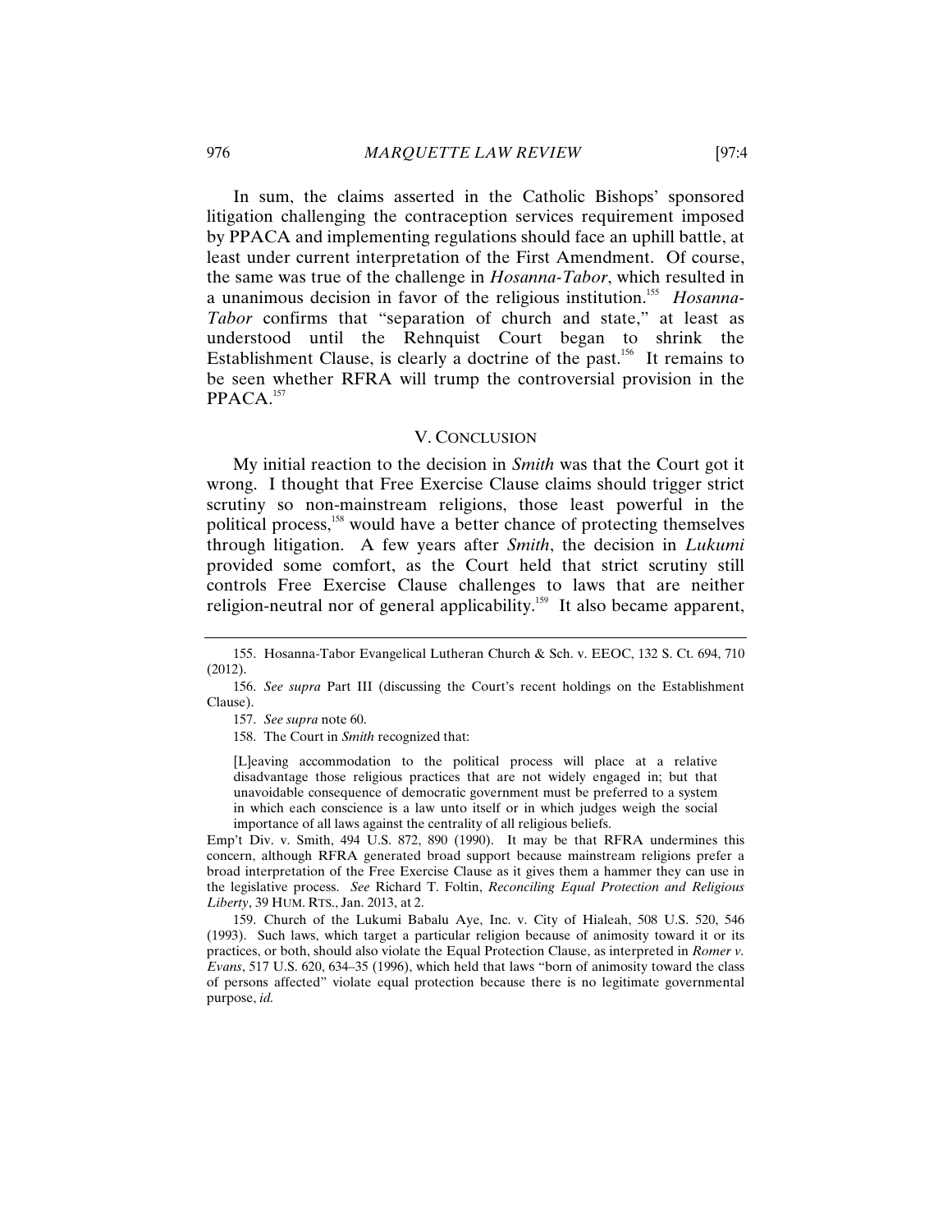In sum, the claims asserted in the Catholic Bishops' sponsored litigation challenging the contraception services requirement imposed by PPACA and implementing regulations should face an uphill battle, at least under current interpretation of the First Amendment. Of course, the same was true of the challenge in *Hosanna-Tabor*, which resulted in a unanimous decision in favor of the religious institution.[155] *Hosanna-Tabor* confirms that "separation of church and state," at least as understood until the Rehnquist Court began to shrink the Establishment Clause, is clearly a doctrine of the past.[156] It remains to be seen whether RFRA will trump the controversial provision in the PPACA.[157]

## V. CONCLUSION

My initial reaction to the decision in *Smith* was that the Court got it wrong. I thought that Free Exercise Clause claims should trigger strict scrutiny so non-mainstream religions, those least powerful in the political process,[158] would have a better chance of protecting themselves through litigation. A few years after *Smith*, the decision in *Lukumi* provided some comfort, as the Court held that strict scrutiny still controls Free Exercise Clause challenges to laws that are neither religion-neutral nor of general applicability.[159] It also became apparent,

---

155. Hosanna-Tabor Evangelical Lutheran Church & Sch. v. EEOC, 132 S. Ct. 694, 710 (2012).

156. *See supra* Part III (discussing the Court's recent holdings on the Establishment Clause).

157. *See supra* note 60.

158. The Court in *Smith* recognized that:

> [L]eaving accommodation to the political process will place at a relative disadvantage those religious practices that are not widely engaged in; but that unavoidable consequence of democratic government must be preferred to a system in which each conscience is a law unto itself or in which judges weigh the social importance of all laws against the centrality of all religious beliefs.

Emp't Div. v. Smith, 494 U.S. 872, 890 (1990). It may be that RFRA undermines this concern, although RFRA generated broad support because mainstream religions prefer a broad interpretation of the Free Exercise Clause as it gives them a hammer they can use in the legislative process. *See* Richard T. Foltin, *Reconciling Equal Protection and Religious Liberty*, 39 HUM. RTS., Jan. 2013, at 2.

159. Church of the Lukumi Babalu Aye, Inc. v. City of Hialeah, 508 U.S. 520, 546 (1993). Such laws, which target a particular religion because of animosity toward it or its practices, or both, should also violate the Equal Protection Clause, as interpreted in *Romer v. Evans*, 517 U.S. 620, 634–35 (1996), which held that laws "born of animosity toward the class of persons affected" violate equal protection because there is no legitimate governmental purpose, *id.*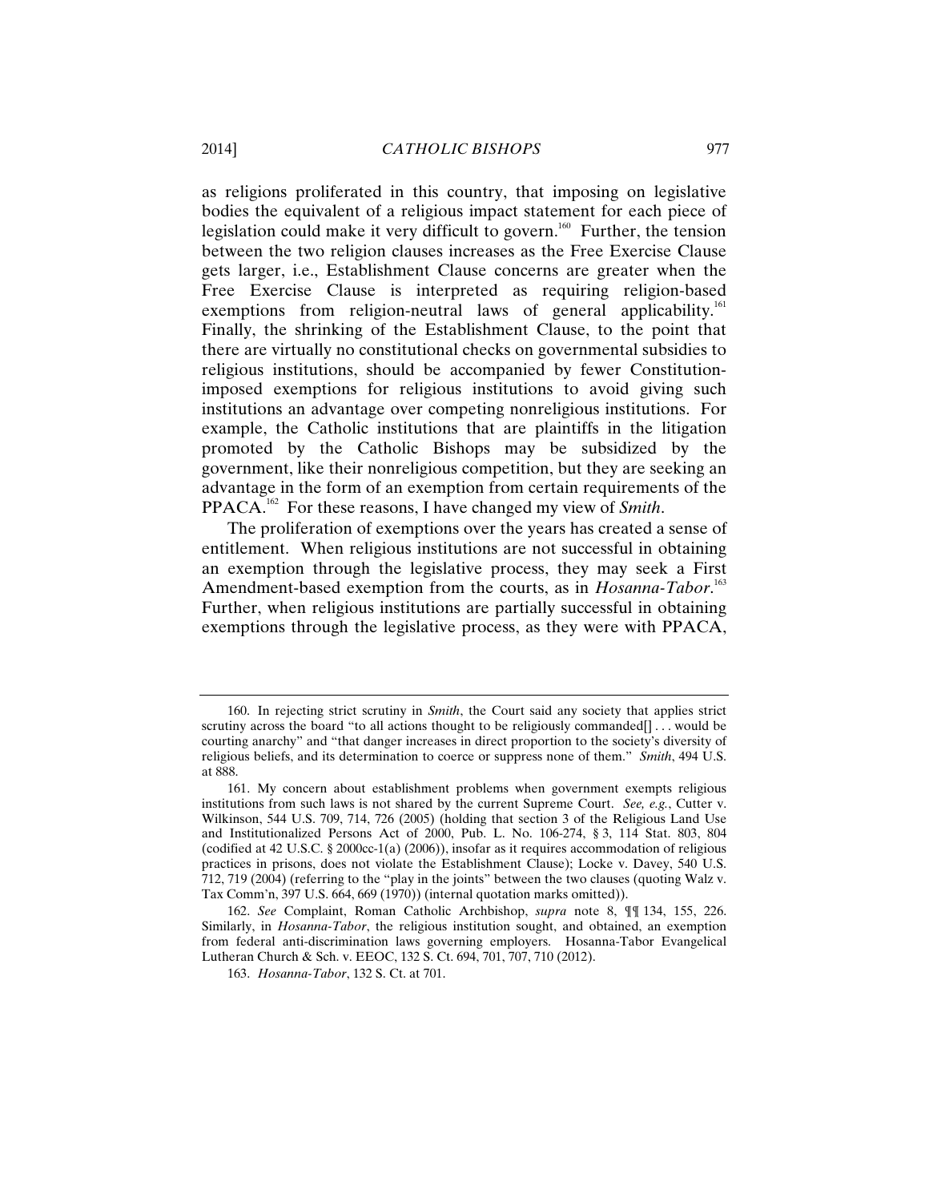as religions proliferated in this country, that imposing on legislative bodies the equivalent of a religious impact statement for each piece of legislation could make it very difficult to govern.[160] Further, the tension between the two religion clauses increases as the Free Exercise Clause gets larger, i.e., Establishment Clause concerns are greater when the Free Exercise Clause is interpreted as requiring religion-based exemptions from religion-neutral laws of general applicability.[161] Finally, the shrinking of the Establishment Clause, to the point that there are virtually no constitutional checks on governmental subsidies to religious institutions, should be accompanied by fewer Constitution-imposed exemptions for religious institutions to avoid giving such institutions an advantage over competing nonreligious institutions. For example, the Catholic institutions that are plaintiffs in the litigation promoted by the Catholic Bishops may be subsidized by the government, like their nonreligious competition, but they are seeking an advantage in the form of an exemption from certain requirements of the PPACA.[162] For these reasons, I have changed my view of *Smith*.

The proliferation of exemptions over the years has created a sense of entitlement. When religious institutions are not successful in obtaining an exemption through the legislative process, they may seek a First Amendment-based exemption from the courts, as in *Hosanna-Tabor*.[163] Further, when religious institutions are partially successful in obtaining exemptions through the legislative process, as they were with PPACA,

---

160. In rejecting strict scrutiny in *Smith*, the Court said any society that applies strict scrutiny across the board "to all actions thought to be religiously commanded[] . . . would be courting anarchy" and "that danger increases in direct proportion to the society's diversity of religious beliefs, and its determination to coerce or suppress none of them." *Smith*, 494 U.S. at 888.

161. My concern about establishment problems when government exempts religious institutions from such laws is not shared by the current Supreme Court. *See, e.g.*, Cutter v. Wilkinson, 544 U.S. 709, 714, 726 (2005) (holding that section 3 of the Religious Land Use and Institutionalized Persons Act of 2000, Pub. L. No. 106-274, § 3, 114 Stat. 803, 804 (codified at 42 U.S.C. § 2000cc-1(a) (2006)), insofar as it requires accommodation of religious practices in prisons, does not violate the Establishment Clause); Locke v. Davey, 540 U.S. 712, 719 (2004) (referring to the "play in the joints" between the two clauses (quoting Walz v. Tax Comm'n, 397 U.S. 664, 669 (1970)) (internal quotation marks omitted)).

162. *See* Complaint, Roman Catholic Archbishop, *supra* note 8, ¶¶ 134, 155, 226. Similarly, in *Hosanna-Tabor*, the religious institution sought, and obtained, an exemption from federal anti-discrimination laws governing employers. Hosanna-Tabor Evangelical Lutheran Church & Sch. v. EEOC, 132 S. Ct. 694, 701, 707, 710 (2012).

163. *Hosanna-Tabor*, 132 S. Ct. at 701.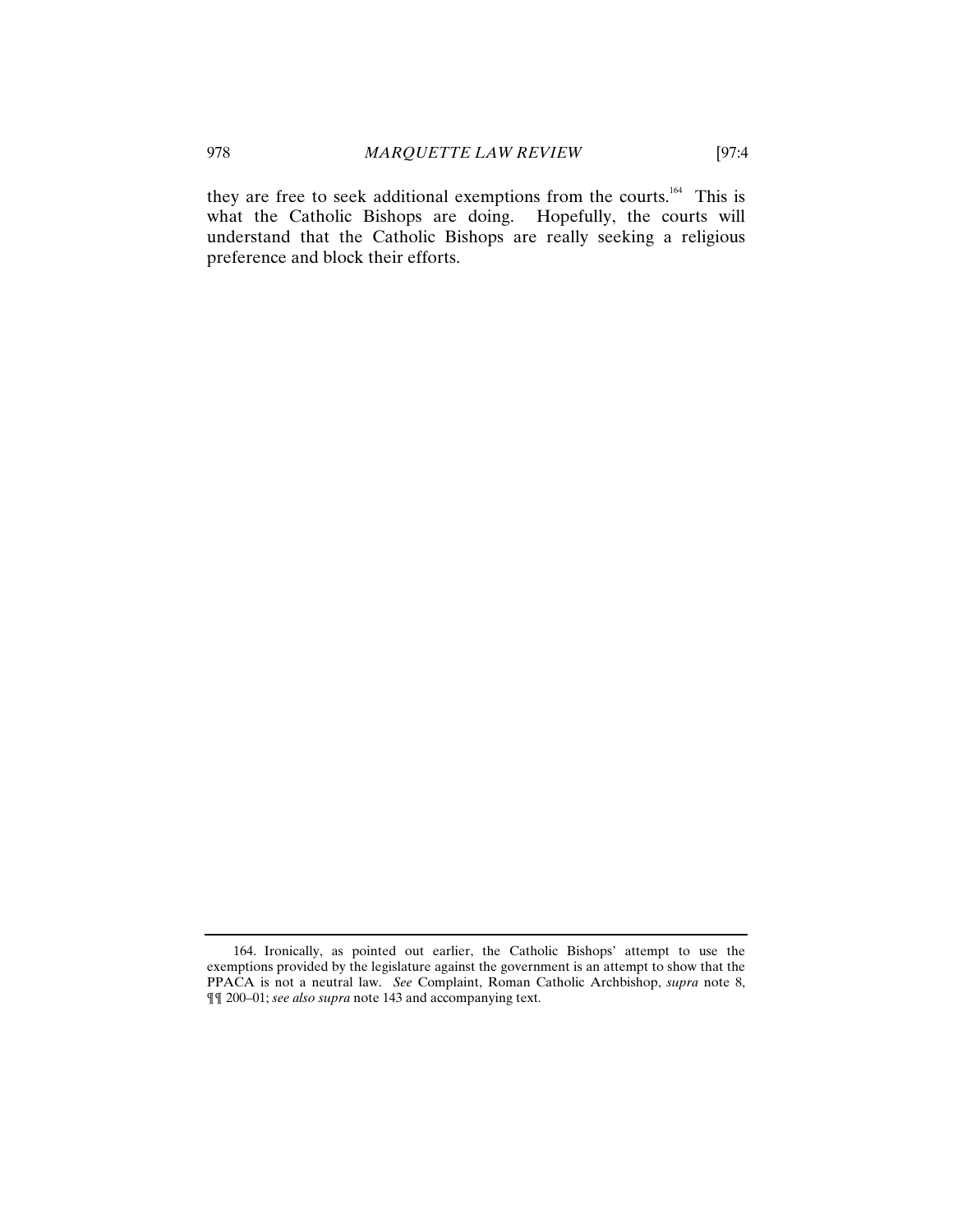they are free to seek additional exemptions from the courts.[164] This is what the Catholic Bishops are doing. Hopefully, the courts will understand that the Catholic Bishops are really seeking a religious preference and block their efforts.

---

164. Ironically, as pointed out earlier, the Catholic Bishops' attempt to use the exemptions provided by the legislature against the government is an attempt to show that the PPACA is not a neutral law. *See* Complaint, Roman Catholic Archbishop, *supra* note 8, ¶¶ 200–01; *see also supra* note 143 and accompanying text.